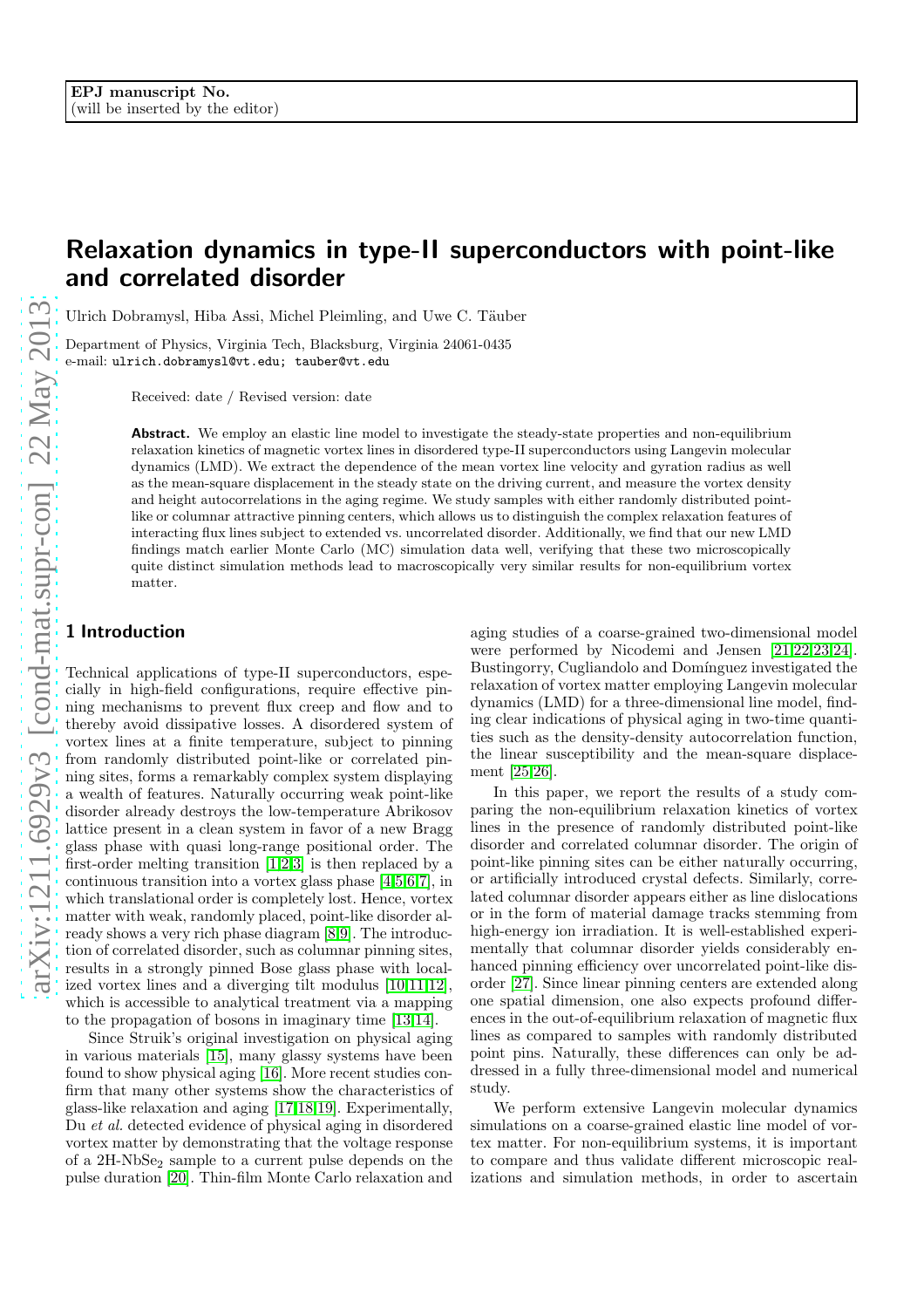EPJ manuscript No.
(will be inserted by the editor)

# Relaxation dynamics in type-II superconductors with point-like and correlated disorder

Ulrich Dobramysl, Hiba Assi, Michel Pleimling, and Uwe C. Täuber

Department of Physics, Virginia Tech, Blacksburg, Virginia 24061-0435
e-mail: ulrich.dobramysl@vt.edu; tauber@vt.edu

Received: date / Revised version: date

**Abstract.** We employ an elastic line model to investigate the steady-state properties and non-equilibrium relaxation kinetics of magnetic vortex lines in disordered type-II superconductors using Langevin molecular dynamics (LMD). We extract the dependence of the mean vortex line velocity and gyration radius as well as the mean-square displacement in the steady state on the driving current, and measure the vortex density and height autocorrelations in the aging regime. We study samples with either randomly distributed point-like or columnar attractive pinning centers, which allows us to distinguish the complex relaxation features of interacting flux lines subject to extended vs. uncorrelated disorder. Additionally, we find that our new LMD findings match earlier Monte Carlo (MC) simulation data well, verifying that these two microscopically quite distinct simulation methods lead to macroscopically very similar results for non-equilibrium vortex matter.

## 1 Introduction

Technical applications of type-II superconductors, especially in high-field configurations, require effective pinning mechanisms to prevent flux creep and flow and to thereby avoid dissipative losses. A disordered system of vortex lines at a finite temperature, subject to pinning from randomly distributed point-like or correlated pinning sites, forms a remarkably complex system displaying a wealth of features. Naturally occurring weak point-like disorder already destroys the low-temperature Abrikosov lattice present in a clean system in favor of a new Bragg glass phase with quasi long-range positional order. The first-order melting transition [1,2,3] is then replaced by a continuous transition into a vortex glass phase [4,5,6,7], in which translational order is completely lost. Hence, vortex matter with weak, randomly placed, point-like disorder already shows a very rich phase diagram [8,9]. The introduction of correlated disorder, such as columnar pinning sites, results in a strongly pinned Bose glass phase with localized vortex lines and a diverging tilt modulus [10,11,12], which is accessible to analytical treatment via a mapping to the propagation of bosons in imaginary time [13,14].

Since Struik's original investigation on physical aging in various materials [15], many glassy systems have been found to show physical aging [16]. More recent studies confirm that many other systems show the characteristics of glass-like relaxation and aging [17,18,19]. Experimentally, Du *et al.* detected evidence of physical aging in disordered vortex matter by demonstrating that the voltage response of a 2H-$NbSe_2$ sample to a current pulse depends on the pulse duration [20]. Thin-film Monte Carlo relaxation and aging studies of a coarse-grained two-dimensional model were performed by Nicodemi and Jensen [21,22,23,24]. Bustingorry, Cugliandolo and Domínguez investigated the relaxation of vortex matter employing Langevin molecular dynamics (LMD) for a three-dimensional line model, finding clear indications of physical aging in two-time quantities such as the density-density autocorrelation function, the linear susceptibility and the mean-square displacement [25,26].

In this paper, we report the results of a study comparing the non-equilibrium relaxation kinetics of vortex lines in the presence of randomly distributed point-like disorder and correlated columnar disorder. The origin of point-like pinning sites can be either naturally occurring, or artificially introduced crystal defects. Similarly, correlated columnar disorder appears either as line dislocations or in the form of material damage tracks stemming from high-energy ion irradiation. It is well-established experimentally that columnar disorder yields considerably enhanced pinning efficiency over uncorrelated point-like disorder [27]. Since linear pinning centers are extended along one spatial dimension, one also expects profound differences in the out-of-equilibrium relaxation of magnetic flux lines as compared to samples with randomly distributed point pins. Naturally, these differences can only be addressed in a fully three-dimensional model and numerical study.

We perform extensive Langevin molecular dynamics simulations on a coarse-grained elastic line model of vortex matter. For non-equilibrium systems, it is important to compare and thus validate different microscopic realizations and simulation methods, in order to ascertain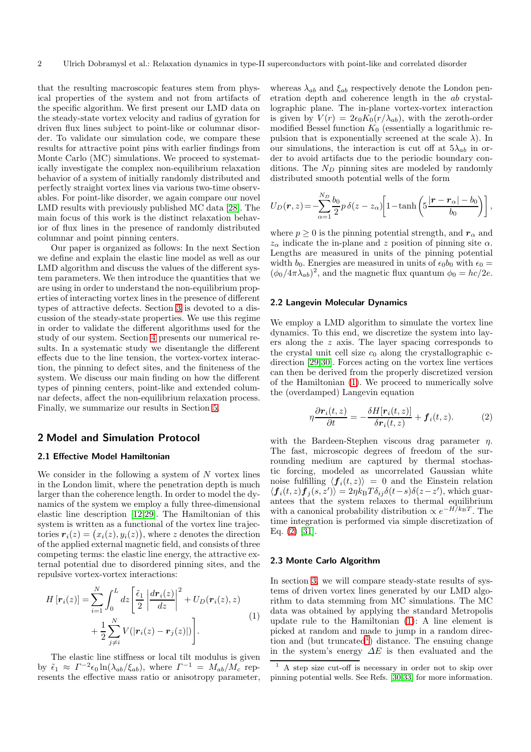that the resulting macroscopic features stem from physical properties of the system and not from artifacts of the specific algorithm. We first present our LMD data on the steady-state vortex velocity and radius of gyration for driven flux lines subject to point-like or columnar disorder. To validate our simulation code, we compare these results for attractive point pins with earlier findings from Monte Carlo (MC) simulations. We proceed to systematically investigate the complex non-equilibrium relaxation behavior of a system of initially randomly distributed and perfectly straight vortex lines via various two-time observables. For point-like disorder, we again compare our novel LMD results with previously published MC data [28]. The main focus of this work is the distinct relaxation behavior of flux lines in the presence of randomly distributed columnar and point pinning centers.

Our paper is organized as follows: In the next Section we define and explain the elastic line model as well as our LMD algorithm and discuss the values of the different system parameters. We then introduce the quantities that we are using in order to understand the non-equilibrium properties of interacting vortex lines in the presence of different types of attractive defects. Section 3 is devoted to a discussion of the steady-state properties. We use this regime in order to validate the different algorithms used for the study of our system. Section 4 presents our numerical results. In a systematic study we disentangle the different effects due to the line tension, the vortex-vortex interaction, the pinning to defect sites, and the finiteness of the system. We discuss our main finding on how the different types of pinning centers, point-like and extended columnar defects, affect the non-equilibrium relaxation process. Finally, we summarize our results in Section 5.

## 2 Model and Simulation Protocol

### 2.1 Effective Model Hamiltonian

We consider in the following a system of $N$ vortex lines in the London limit, where the penetration depth is much larger than the coherence length. In order to model the dynamics of the system we employ a fully three-dimensional elastic line description [12,29]. The Hamiltonian of this system is written as a functional of the vortex line trajectories $\boldsymbol{r}_i(z) = (x_i(z), y_i(z))$, where $z$ denotes the direction of the applied external magnetic field, and consists of three competing terms: the elastic line energy, the attractive external potential due to disordered pinning sites, and the repulsive vortex-vortex interactions:

$$H\left[\boldsymbol{r}_i(z)\right] = \sum_{i=1}^{N} \int_0^L dz \left[ \frac{\tilde{\epsilon}_1}{2} \left| \frac{d\boldsymbol{r}_i(z)}{dz} \right|^2 + U_D(\boldsymbol{r}_i(z), z) + \frac{1}{2} \sum_{j \neq i}^{N} V(|\boldsymbol{r}_i(z) - \boldsymbol{r}_j(z)|) \right]. \tag{1}$$

The elastic line stiffness or local tilt modulus is given by $\tilde{\epsilon}_1 \approx \Gamma^{-2} \epsilon_0 \ln(\lambda_{ab}/\xi_{ab})$, where $\Gamma^{-1} = M_{ab}/M_c$ represents the effective mass ratio or anisotropy parameter, whereas $\lambda_{ab}$ and $\xi_{ab}$ respectively denote the London penetration depth and coherence length in the $ab$ crystallographic plane. The in-plane vortex-vortex interaction is given by $V(r) = 2\epsilon_0 K_0(r/\lambda_{ab})$, with the zeroth-order modified Bessel function $K_0$ (essentially a logarithmic repulsion that is exponentially screened at the scale $\lambda$). In our simulations, the interaction is cut off at $5\lambda_{ab}$ in order to avoid artifacts due to the periodic boundary conditions. The $N_D$ pinning sites are modeled by randomly distributed smooth potential wells of the form

$$U_D(\boldsymbol{r}, z) = -\sum_{\alpha=1}^{N_D} \frac{b_0}{2} p\, \delta(z - z_\alpha) \left[ 1 - \tanh\left( 5 \frac{|\boldsymbol{r} - \boldsymbol{r}_\alpha| - b_0}{b_0} \right) \right],$$

where $p \geq 0$ is the pinning potential strength, and $\boldsymbol{r}_\alpha$ and $z_\alpha$ indicate the in-plane and $z$ position of pinning site $\alpha$. Lengths are measured in units of the pinning potential width $b_0$. Energies are measured in units of $\epsilon_0 b_0$ with $\epsilon_0 = (\phi_0/4\pi\lambda_{ab})^2$, and the magnetic flux quantum $\phi_0 = hc/2e$.

### 2.2 Langevin Molecular Dynamics

We employ a LMD algorithm to simulate the vortex line dynamics. To this end, we discretize the system into layers along the $z$ axis. The layer spacing corresponds to the crystal unit cell size $c_0$ along the crystallographic c-direction [29,30]. Forces acting on the vortex line vertices can then be derived from the properly discretized version of the Hamiltonian (1). We proceed to numerically solve the (overdamped) Langevin equation

$$\eta \frac{\partial \boldsymbol{r}_i(t, z)}{\partial t} = -\frac{\delta H[\boldsymbol{r}_i(t, z)]}{\delta \boldsymbol{r}_i(t, z)} + \boldsymbol{f}_i(t, z). \tag{2}$$

with the Bardeen-Stephen viscous drag parameter $\eta$. The fast, microscopic degrees of freedom of the surrounding medium are captured by thermal stochastic forcing, modeled as uncorrelated Gaussian white noise fulfilling $\langle \boldsymbol{f}_i(t, z) \rangle = 0$ and the Einstein relation $\langle \boldsymbol{f}_i(t, z) \boldsymbol{f}_j(s, z') \rangle = 2\eta k_B T \delta_{ij} \delta(t-s) \delta(z-z')$, which guarantees that the system relaxes to thermal equilibrium with a canonical probability distribution $\propto e^{-H/k_B T}$. The time integration is performed via simple discretization of Eq. (2) [31].

### 2.3 Monte Carlo Algorithm

In section 3, we will compare steady-state results of systems of driven vortex lines generated by our LMD algorithm to data stemming from MC simulations. The MC data was obtained by applying the standard Metropolis update rule to the Hamiltonian (1): A line element is picked at random and made to jump in a random direction and (but truncated[1]) distance. The ensuing change in the system's energy $\Delta E$ is then evaluated and the

[1] A step size cut-off is necessary in order not to skip over pinning potential wells. See Refs. [30,33] for more information.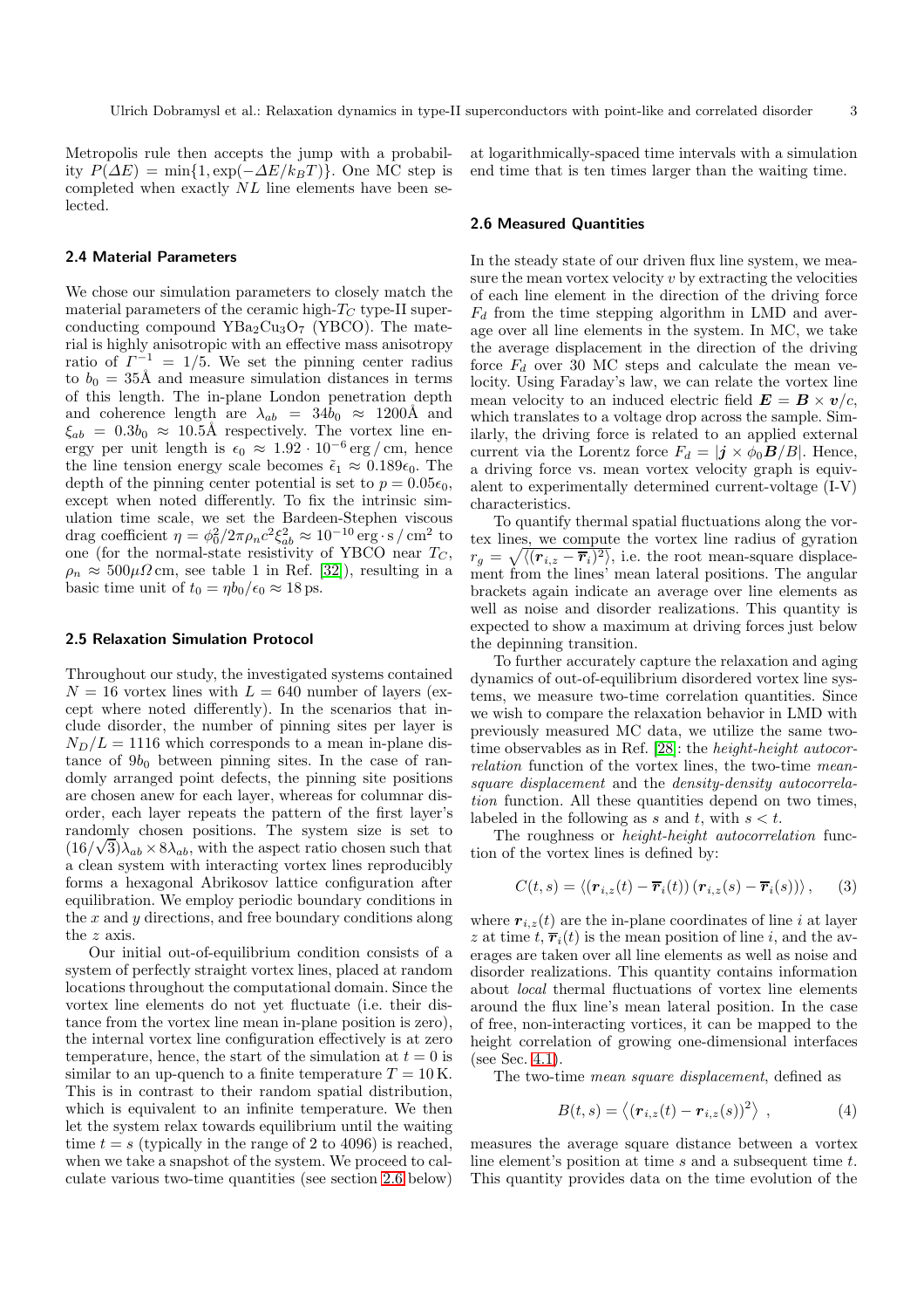Metropolis rule then accepts the jump with a probability $P(\Delta E) = \min\{1, \exp(-\Delta E/k_B T)\}$. One MC step is completed when exactly $NL$ line elements have been selected.

### 2.4 Material Parameters

We chose our simulation parameters to closely match the material parameters of the ceramic high-$T_C$ type-II superconducting compound $YBa_2Cu_3O_7$ (YBCO). The material is highly anisotropic with an effective mass anisotropy ratio of $\Gamma^{-1} = 1/5$. We set the pinning center radius to $b_0 = 35$Å and measure simulation distances in terms of this length. The in-plane London penetration depth and coherence length are $\lambda_{ab} = 34b_0 \approx 1200$Å and $\xi_{ab} = 0.3b_0 \approx 10.5$Å respectively. The vortex line energy per unit length is $\epsilon_0 \approx 1.92 \cdot 10^{-6}\,\mathrm{erg}\,/\,\mathrm{cm}$, hence the line tension energy scale becomes $\tilde{\epsilon}_1 \approx 0.189\epsilon_0$. The depth of the pinning center potential is set to $p = 0.05\epsilon_0$, except when noted differently. To fix the intrinsic simulation time scale, we set the Bardeen-Stephen viscous drag coefficient $\eta = \phi_0^2/2\pi\rho_n c^2 \xi_{ab}^2 \approx 10^{-10}\,\mathrm{erg}\cdot\mathrm{s}\,/\,\mathrm{cm}^2$ to one (for the normal-state resistivity of YBCO near $T_C$, $\rho_n \approx 500\mu\Omega\,\mathrm{cm}$, see table 1 in Ref. [32]), resulting in a basic time unit of $t_0 = \eta b_0/\epsilon_0 \approx 18\,\mathrm{ps}$.

### 2.5 Relaxation Simulation Protocol

Throughout our study, the investigated systems contained $N = 16$ vortex lines with $L = 640$ number of layers (except where noted differently). In the scenarios that include disorder, the number of pinning sites per layer is $N_D/L = 1116$ which corresponds to a mean in-plane distance of $9b_0$ between pinning sites. In the case of randomly arranged point defects, the pinning site positions are chosen anew for each layer, whereas for columnar disorder, each layer repeats the pattern of the first layer's randomly chosen positions. The system size is set to $(16/\sqrt{3})\lambda_{ab} \times 8\lambda_{ab}$, with the aspect ratio chosen such that a clean system with interacting vortex lines reproducibly forms a hexagonal Abrikosov lattice configuration after equilibration. We employ periodic boundary conditions in the $x$ and $y$ directions, and free boundary conditions along the $z$ axis.

Our initial out-of-equilibrium condition consists of a system of perfectly straight vortex lines, placed at random locations throughout the computational domain. Since the vortex line elements do not yet fluctuate (i.e. their distance from the vortex line mean in-plane position is zero), the internal vortex line configuration effectively is at zero temperature, hence, the start of the simulation at $t = 0$ is similar to an up-quench to a finite temperature $T = 10\,\mathrm{K}$. This is in contrast to their random spatial distribution, which is equivalent to an infinite temperature. We then let the system relax towards equilibrium until the waiting time $t = s$ (typically in the range of 2 to 4096) is reached, when we take a snapshot of the system. We proceed to calculate various two-time quantities (see section 2.6 below) at logarithmically-spaced time intervals with a simulation end time that is ten times larger than the waiting time.

### 2.6 Measured Quantities

In the steady state of our driven flux line system, we measure the mean vortex velocity $v$ by extracting the velocities of each line element in the direction of the driving force $F_d$ from the time stepping algorithm in LMD and average over all line elements in the system. In MC, we take the average displacement in the direction of the driving force $F_d$ over 30 MC steps and calculate the mean velocity. Using Faraday's law, we can relate the vortex line mean velocity to an induced electric field $\boldsymbol{E} = \boldsymbol{B} \times \boldsymbol{v}/c$, which translates to a voltage drop across the sample. Similarly, the driving force is related to an applied external current via the Lorentz force $F_d = |\boldsymbol{j} \times \phi_0 \boldsymbol{B}/B|$. Hence, a driving force vs. mean vortex velocity graph is equivalent to experimentally determined current-voltage (I-V) characteristics.

To quantify thermal spatial fluctuations along the vortex lines, we compute the vortex line radius of gyration $r_g = \sqrt{\langle(\boldsymbol{r}_{i,z} - \overline{\boldsymbol{r}}_i)^2\rangle}$, i.e. the root mean-square displacement from the lines' mean lateral positions. The angular brackets again indicate an average over line elements as well as noise and disorder realizations. This quantity is expected to show a maximum at driving forces just below the depinning transition.

To further accurately capture the relaxation and aging dynamics of out-of-equilibrium disordered vortex line systems, we measure two-time correlation quantities. Since we wish to compare the relaxation behavior in LMD with previously measured MC data, we utilize the same two-time observables as in Ref. [28]: the *height-height autocorrelation* function of the vortex lines, the two-time *mean-square displacement* and the *density-density autocorrelation* function. All these quantities depend on two times, labeled in the following as $s$ and $t$, with $s < t$.

The roughness or *height-height autocorrelation* function of the vortex lines is defined by:

$$C(t, s) = \langle (\boldsymbol{r}_{i,z}(t) - \overline{\boldsymbol{r}}_i(t))\,(\boldsymbol{r}_{i,z}(s) - \overline{\boldsymbol{r}}_i(s))\rangle, \quad (3)$$

where $\boldsymbol{r}_{i,z}(t)$ are the in-plane coordinates of line $i$ at layer $z$ at time $t$, $\overline{\boldsymbol{r}}_i(t)$ is the mean position of line $i$, and the averages are taken over all line elements as well as noise and disorder realizations. This quantity contains information about *local* thermal fluctuations of vortex line elements around the flux line's mean lateral position. In the case of free, non-interacting vortices, it can be mapped to the height correlation of growing one-dimensional interfaces (see Sec. 4.1).

The two-time *mean square displacement*, defined as

$$B(t, s) = \left\langle (\boldsymbol{r}_{i,z}(t) - \boldsymbol{r}_{i,z}(s))^2 \right\rangle , \quad (4)$$

measures the average square distance between a vortex line element's position at time $s$ and a subsequent time $t$. This quantity provides data on the time evolution of the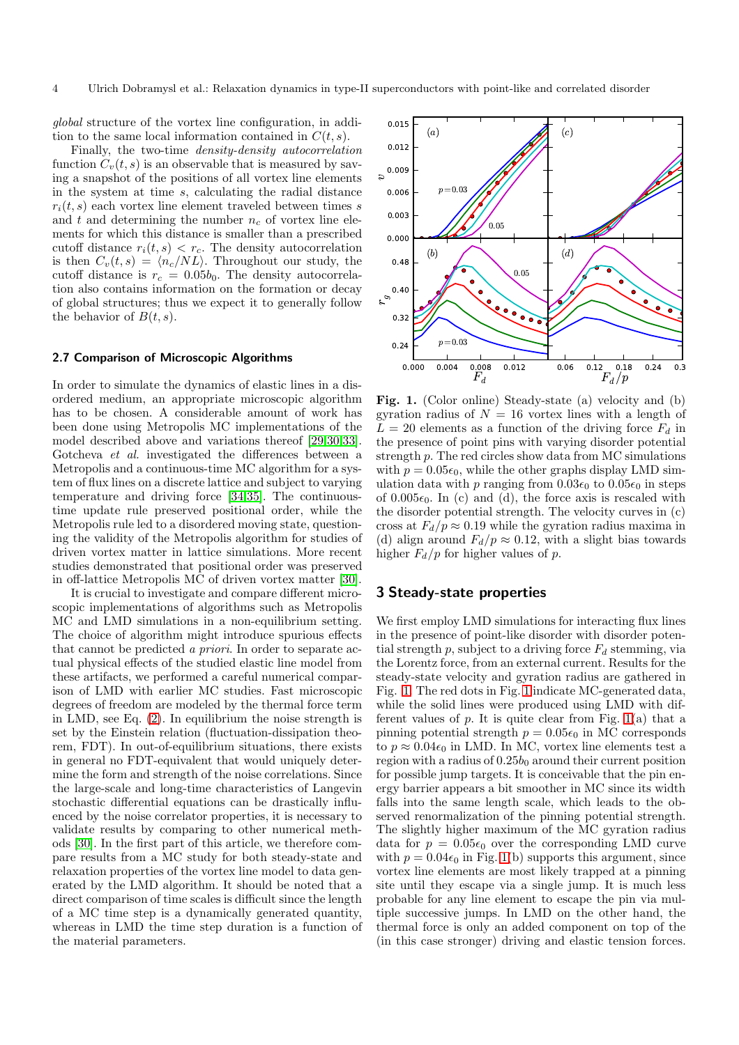*global* structure of the vortex line configuration, in addition to the same local information contained in $C(t, s)$.

Finally, the two-time *density-density autocorrelation* function $C_v(t, s)$ is an observable that is measured by saving a snapshot of the positions of all vortex line elements in the system at time $s$, calculating the radial distance $r_i(t, s)$ each vortex line element traveled between times $s$ and $t$ and determining the number $n_c$ of vortex line elements for which this distance is smaller than a prescribed cutoff distance $r_i(t, s) < r_c$. The density autocorrelation is then $C_v(t, s) = \langle n_c/NL \rangle$. Throughout our study, the cutoff distance is $r_c = 0.05 b_0$. The density autocorrelation also contains information on the formation or decay of global structures; thus we expect it to generally follow the behavior of $B(t, s)$.

### 2.7 Comparison of Microscopic Algorithms

In order to simulate the dynamics of elastic lines in a disordered medium, an appropriate microscopic algorithm has to be chosen. A considerable amount of work has been done using Metropolis MC implementations of the model described above and variations thereof [29,30,33]. Gotcheva *et al.* investigated the differences between a Metropolis and a continuous-time MC algorithm for a system of flux lines on a discrete lattice and subject to varying temperature and driving force [34,35]. The continuous-time update rule preserved positional order, while the Metropolis rule led to a disordered moving state, questioning the validity of the Metropolis algorithm for studies of driven vortex matter in lattice simulations. More recent studies demonstrated that positional order was preserved in off-lattice Metropolis MC of driven vortex matter [30].

It is crucial to investigate and compare different microscopic implementations of algorithms such as Metropolis MC and LMD simulations in a non-equilibrium setting. The choice of algorithm might introduce spurious effects that cannot be predicted *a priori*. In order to separate actual physical effects of the studied elastic line model from these artifacts, we performed a careful numerical comparison of LMD with earlier MC studies. Fast microscopic degrees of freedom are modeled by the thermal force term in LMD, see Eq. (2). In equilibrium the noise strength is set by the Einstein relation (fluctuation-dissipation theorem, FDT). In out-of-equilibrium situations, there exists in general no FDT-equivalent that would uniquely determine the form and strength of the noise correlations. Since the large-scale and long-time characteristics of Langevin stochastic differential equations can be drastically influenced by the noise correlator properties, it is necessary to validate results by comparing to other numerical methods [30]. In the first part of this article, we therefore compare results from a MC study for both steady-state and relaxation properties of the vortex line model to data generated by the LMD algorithm. It should be noted that a direct comparison of time scales is difficult since the length of a MC time step is a dynamically generated quantity, whereas in LMD the time step duration is a function of the material parameters.

**Fig. 1.** (Color online) Steady-state (a) velocity and (b) gyration radius of $N = 16$ vortex lines with a length of $L = 20$ elements as a function of the driving force $F_d$ in the presence of point pins with varying disorder potential strength $p$. The red circles show data from MC simulations with $p = 0.05\epsilon_0$, while the other graphs display LMD simulation data with $p$ ranging from $0.03\epsilon_0$ to $0.05\epsilon_0$ in steps of $0.005\epsilon_0$. In (c) and (d), the force axis is rescaled with the disorder potential strength. The velocity curves in (c) cross at $F_d/p \approx 0.19$ while the gyration radius maxima in (d) align around $F_d/p \approx 0.12$, with a slight bias towards higher $F_d/p$ for higher values of $p$.

## 3 Steady-state properties

We first employ LMD simulations for interacting flux lines in the presence of point-like disorder with disorder potential strength $p$, subject to a driving force $F_d$ stemming, via the Lorentz force, from an external current. Results for the steady-state velocity and gyration radius are gathered in Fig. 1. The red dots in Fig. 1 indicate MC-generated data, while the solid lines were produced using LMD with different values of $p$. It is quite clear from Fig. 1(a) that a pinning potential strength $p = 0.05\epsilon_0$ in MC corresponds to $p \approx 0.04\epsilon_0$ in LMD. In MC, vortex line elements test a region with a radius of $0.25 b_0$ around their current position for possible jump targets. It is conceivable that the pin energy barrier appears a bit smoother in MC since its width falls into the same length scale, which leads to the observed renormalization of the pinning potential strength. The slightly higher maximum of the MC gyration radius data for $p = 0.05\epsilon_0$ over the corresponding LMD curve with $p = 0.04\epsilon_0$ in Fig. 1(b) supports this argument, since vortex line elements are most likely trapped at a pinning site until they escape via a single jump. It is much less probable for any line element to escape the pin via multiple successive jumps. In LMD on the other hand, the thermal force is only an added component on top of the (in this case stronger) driving and elastic tension forces.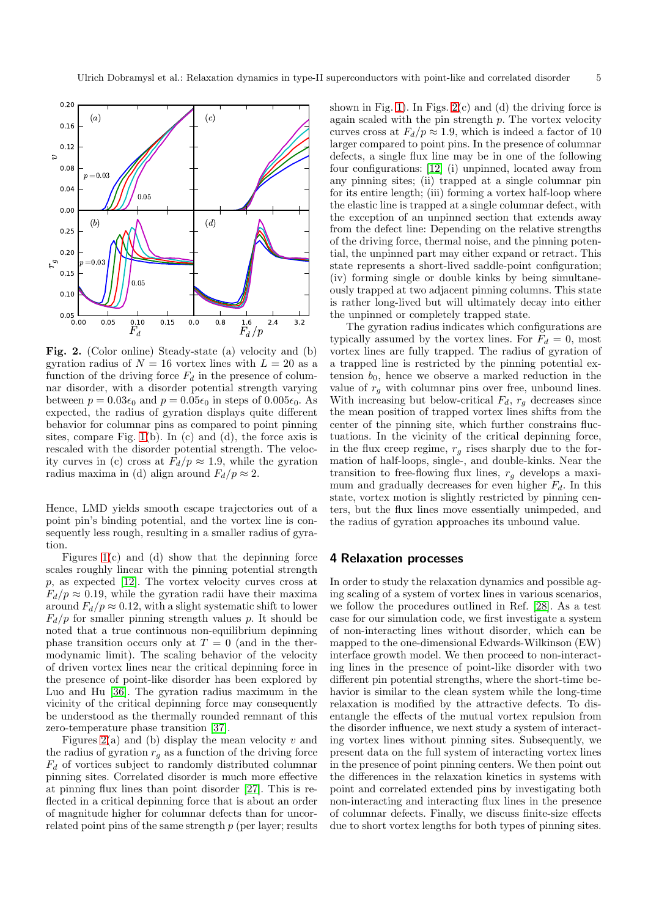**Fig. 2.** (Color online) Steady-state (a) velocity and (b) gyration radius of $N = 16$ vortex lines with $L = 20$ as a function of the driving force $F_d$ in the presence of columnar disorder, with a disorder potential strength varying between $p = 0.03\epsilon_0$ and $p = 0.05\epsilon_0$ in steps of $0.005\epsilon_0$. As expected, the radius of gyration displays quite different behavior for columnar pins as compared to point pinning sites, compare Fig. 1(b). In (c) and (d), the force axis is rescaled with the disorder potential strength. The velocity curves in (c) cross at $F_d/p \approx 1.9$, while the gyration radius maxima in (d) align around $F_d/p \approx 2$.

Hence, LMD yields smooth escape trajectories out of a point pin's binding potential, and the vortex line is consequently less rough, resulting in a smaller radius of gyration.

Figures 1(c) and (d) show that the depinning force scales roughly linear with the pinning potential strength $p$, as expected [12]. The vortex velocity curves cross at $F_d/p \approx 0.19$, while the gyration radii have their maxima around $F_d/p \approx 0.12$, with a slight systematic shift to lower $F_d/p$ for smaller pinning strength values $p$. It should be noted that a true continuous non-equilibrium depinning phase transition occurs only at $T = 0$ (and in the thermodynamic limit). The scaling behavior of the velocity of driven vortex lines near the critical depinning force in the presence of point-like disorder has been explored by Luo and Hu [36]. The gyration radius maximum in the vicinity of the critical depinning force may consequently be understood as the thermally rounded remnant of this zero-temperature phase transition [37].

Figures 2(a) and (b) display the mean velocity $v$ and the radius of gyration $r_g$ as a function of the driving force $F_d$ of vortices subject to randomly distributed columnar pinning sites. Correlated disorder is much more effective at pinning flux lines than point disorder [27]. This is reflected in a critical depinning force that is about an order of magnitude higher for columnar defects than for uncorrelated point pins of the same strength $p$ (per layer; results shown in Fig. 1). In Figs. 2(c) and (d) the driving force is again scaled with the pin strength $p$. The vortex velocity curves cross at $F_d/p \approx 1.9$, which is indeed a factor of 10 larger compared to point pins. In the presence of columnar defects, a single flux line may be in one of the following four configurations: [12] (i) unpinned, located away from any pinning sites; (ii) trapped at a single columnar pin for its entire length; (iii) forming a vortex half-loop where the elastic line is trapped at a single columnar defect, with the exception of an unpinned section that extends away from the defect line: Depending on the relative strengths of the driving force, thermal noise, and the pinning potential, the unpinned part may either expand or retract. This state represents a short-lived saddle-point configuration; (iv) forming single or double kinks by being simultaneously trapped at two adjacent pinning columns. This state is rather long-lived but will ultimately decay into either the unpinned or completely trapped state.

The gyration radius indicates which configurations are typically assumed by the vortex lines. For $F_d = 0$, most vortex lines are fully trapped. The radius of gyration of a trapped line is restricted by the pinning potential extension $b_0$, hence we observe a marked reduction in the value of $r_g$ with columnar pins over free, unbound lines. With increasing but below-critical $F_d$, $r_g$ decreases since the mean position of trapped vortex lines shifts from the center of the pinning site, which further constrains fluctuations. In the vicinity of the critical depinning force, in the flux creep regime, $r_g$ rises sharply due to the formation of half-loops, single-, and double-kinks. Near the transition to free-flowing flux lines, $r_g$ develops a maximum and gradually decreases for even higher $F_d$. In this state, vortex motion is slightly restricted by pinning centers, but the flux lines move essentially unimpeded, and the radius of gyration approaches its unbound value.

## 4 Relaxation processes

In order to study the relaxation dynamics and possible aging scaling of a system of vortex lines in various scenarios, we follow the procedures outlined in Ref. [28]. As a test case for our simulation code, we first investigate a system of non-interacting lines without disorder, which can be mapped to the one-dimensional Edwards-Wilkinson (EW) interface growth model. We then proceed to non-interacting lines in the presence of point-like disorder with two different pin potential strengths, where the short-time behavior is similar to the clean system while the long-time relaxation is modified by the attractive defects. To disentangle the effects of the mutual vortex repulsion from the disorder influence, we next study a system of interacting vortex lines without pinning sites. Subsequently, we present data on the full system of interacting vortex lines in the presence of point pinning centers. We then point out the differences in the relaxation kinetics in systems with point and correlated extended pins by investigating both non-interacting and interacting flux lines in the presence of columnar defects. Finally, we discuss finite-size effects due to short vortex lengths for both types of pinning sites.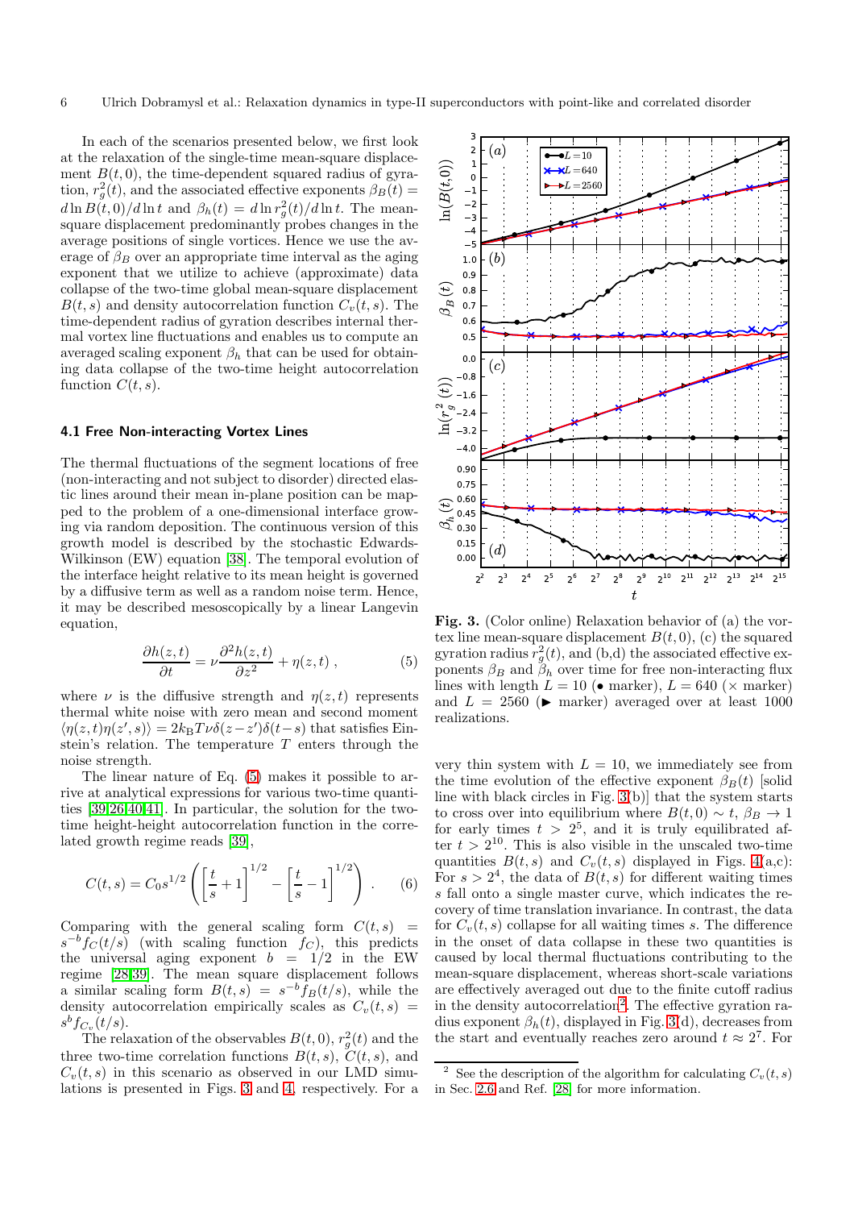In each of the scenarios presented below, we first look at the relaxation of the single-time mean-square displacement $B(t,0)$, the time-dependent squared radius of gyration, $r_g^2(t)$, and the associated effective exponents $\beta_B(t) = d\ln B(t,0)/d\ln t$ and $\beta_h(t) = d\ln r_g^2(t)/d\ln t$. The mean-square displacement predominantly probes changes in the average positions of single vortices. Hence we use the average of $\beta_B$ over an appropriate time interval as the aging exponent that we utilize to achieve (approximate) data collapse of the two-time global mean-square displacement $B(t,s)$ and density autocorrelation function $C_v(t,s)$. The time-dependent radius of gyration describes internal thermal vortex line fluctuations and enables us to compute an averaged scaling exponent $\beta_h$ that can be used for obtaining data collapse of the two-time height autocorrelation function $C(t,s)$.

### 4.1 Free Non-interacting Vortex Lines

The thermal fluctuations of the segment locations of free (non-interacting and not subject to disorder) directed elastic lines around their mean in-plane position can be mapped to the problem of a one-dimensional interface growing via random deposition. The continuous version of this growth model is described by the stochastic Edwards-Wilkinson (EW) equation [38]. The temporal evolution of the interface height relative to its mean height is governed by a diffusive term as well as a random noise term. Hence, it may be described mesoscopically by a linear Langevin equation,

$$\frac{\partial h(z,t)}{\partial t} = \nu \frac{\partial^2 h(z,t)}{\partial z^2} + \eta(z,t) \; , \tag{5}$$

where $\nu$ is the diffusive strength and $\eta(z,t)$ represents thermal white noise with zero mean and second moment $\langle \eta(z,t)\eta(z',s)\rangle = 2k_B T\nu\delta(z-z')\delta(t-s)$ that satisfies Einstein's relation. The temperature $T$ enters through the noise strength.

The linear nature of Eq. (5) makes it possible to arrive at analytical expressions for various two-time quantities [39,26,40,41]. In particular, the solution for the two-time height-height autocorrelation function in the correlated growth regime reads [39],

$$C(t,s) = C_0 s^{1/2} \left( \left[\frac{t}{s}+1\right]^{1/2} - \left[\frac{t}{s}-1\right]^{1/2} \right) . \tag{6}$$

Comparing with the general scaling form $C(t,s) = s^{-b} f_C(t/s)$ (with scaling function $f_C$), this predicts the universal aging exponent $b = 1/2$ in the EW regime [28,39]. The mean square displacement follows a similar scaling form $B(t,s) = s^{-b} f_B(t/s)$, while the density autocorrelation empirically scales as $C_v(t,s) = s^b f_{C_v}(t/s)$.

The relaxation of the observables $B(t,0)$, $r_g^2(t)$ and the three two-time correlation functions $B(t,s)$, $C(t,s)$, and $C_v(t,s)$ in this scenario as observed in our LMD simulations is presented in Figs. 3 and 4, respectively. For a very thin system with $L = 10$, we immediately see from the time evolution of the effective exponent $\beta_B(t)$ [solid line with black circles in Fig. 3(b)] that the system starts to cross over into equilibrium where $B(t,0) \sim t$, $\beta_B \to 1$ for early times $t > 2^5$, and it is truly equilibrated after $t > 2^{10}$. This is also visible in the unscaled two-time quantities $B(t,s)$ and $C_v(t,s)$ displayed in Figs. 4(a,c): For $s > 2^4$, the data of $B(t,s)$ for different waiting times $s$ fall onto a single master curve, which indicates the recovery of time translation invariance. In contrast, the data for $C_v(t,s)$ collapse for all waiting times $s$. The difference in the onset of data collapse in these two quantities is caused by local thermal fluctuations contributing to the mean-square displacement, whereas short-scale variations are effectively averaged out due to the finite cutoff radius in the density autocorrelation[2]. The effective gyration radius exponent $\beta_h(t)$, displayed in Fig. 3(d), decreases from the start and eventually reaches zero around $t \approx 2^7$. For

**Fig. 3.** (Color online) Relaxation behavior of (a) the vortex line mean-square displacement $B(t,0)$, (c) the squared gyration radius $r_g^2(t)$, and (b,d) the associated effective exponents $\beta_B$ and $\beta_h$ over time for free non-interacting flux lines with length $L = 10$ (• marker), $L = 640$ (× marker) and $L = 2560$ (▶ marker) averaged over at least 1000 realizations.

[2] See the description of the algorithm for calculating $C_v(t,s)$ in Sec. 2.6 and Ref. [28] for more information.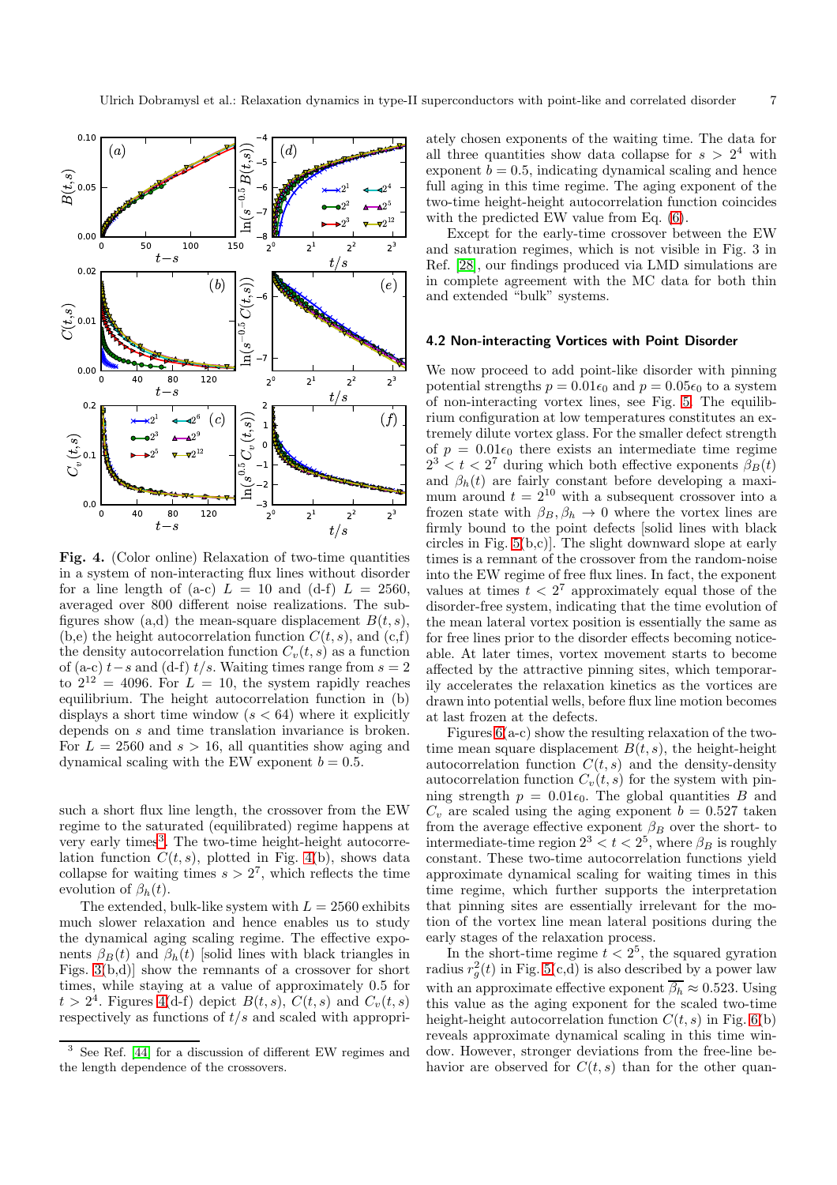**Fig. 4.** (Color online) Relaxation of two-time quantities in a system of non-interacting flux lines without disorder for a line length of (a-c) $L = 10$ and (d-f) $L = 2560$, averaged over 800 different noise realizations. The subfigures show (a,d) the mean-square displacement $B(t, s)$, (b,e) the height autocorrelation function $C(t, s)$, and (c,f) the density autocorrelation function $C_v(t, s)$ as a function of (a-c) $t-s$ and (d-f) $t/s$. Waiting times range from $s = 2$ to $2^{12} = 4096$. For $L = 10$, the system rapidly reaches equilibrium. The height autocorrelation function in (b) displays a short time window ($s < 64$) where it explicitly depends on $s$ and time translation invariance is broken. For $L = 2560$ and $s > 16$, all quantities show aging and dynamical scaling with the EW exponent $b = 0.5$.

such a short flux line length, the crossover from the EW regime to the saturated (equilibrated) regime happens at very early times[3]. The two-time height-height autocorrelation function $C(t, s)$, plotted in Fig. 4(b), shows data collapse for waiting times $s > 2^7$, which reflects the time evolution of $\beta_h(t)$.

The extended, bulk-like system with $L = 2560$ exhibits much slower relaxation and hence enables us to study the dynamical aging scaling regime. The effective exponents $\beta_B(t)$ and $\beta_h(t)$ [solid lines with black triangles in Figs. 3(b,d)] show the remnants of a crossover for short times, while staying at a value of approximately 0.5 for $t > 2^4$. Figures 4(d-f) depict $B(t, s)$, $C(t, s)$ and $C_v(t, s)$ respectively as functions of $t/s$ and scaled with appropriately chosen exponents of the waiting time. The data for all three quantities show data collapse for $s > 2^4$ with exponent $b = 0.5$, indicating dynamical scaling and hence full aging in this time regime. The aging exponent of the two-time height-height autocorrelation function coincides with the predicted EW value from Eq. (6).

Except for the early-time crossover between the EW and saturation regimes, which is not visible in Fig. 3 in Ref. [28], our findings produced via LMD simulations are in complete agreement with the MC data for both thin and extended "bulk" systems.

### 4.2 Non-interacting Vortices with Point Disorder

We now proceed to add point-like disorder with pinning potential strengths $p = 0.01\epsilon_0$ and $p = 0.05\epsilon_0$ to a system of non-interacting vortex lines, see Fig. 5. The equilibrium configuration at low temperatures constitutes an extremely dilute vortex glass. For the smaller defect strength of $p = 0.01\epsilon_0$ there exists an intermediate time regime $2^3 < t < 2^7$ during which both effective exponents $\beta_B(t)$ and $\beta_h(t)$ are fairly constant before developing a maximum around $t = 2^{10}$ with a subsequent crossover into a frozen state with $\beta_B, \beta_h \to 0$ where the vortex lines are firmly bound to the point defects [solid lines with black circles in Fig. 5(b,c)]. The slight downward slope at early times is a remnant of the crossover from the random-noise into the EW regime of free flux lines. In fact, the exponent values at times $t < 2^7$ approximately equal those of the disorder-free system, indicating that the time evolution of the mean lateral vortex position is essentially the same as for free lines prior to the disorder effects becoming noticeable. At later times, vortex movement starts to become affected by the attractive pinning sites, which temporarily accelerates the relaxation kinetics as the vortices are drawn into potential wells, before flux line motion becomes at last frozen at the defects.

Figures 6(a-c) show the resulting relaxation of the two-time mean square displacement $B(t, s)$, the height-height autocorrelation function $C(t, s)$ and the density-density autocorrelation function $C_v(t, s)$ for the system with pinning strength $p = 0.01\epsilon_0$. The global quantities $B$ and $C_v$ are scaled using the aging exponent $b = 0.527$ taken from the average effective exponent $\beta_B$ over the short- to intermediate-time region $2^3 < t < 2^5$, where $\beta_B$ is roughly constant. These two-time autocorrelation functions yield approximate dynamical scaling for waiting times in this time regime, which further supports the interpretation that pinning sites are essentially irrelevant for the motion of the vortex line mean lateral positions during the early stages of the relaxation process.

In the short-time regime $t < 2^5$, the squared gyration radius $r_g^2(t)$ in Fig. 5(c,d) is also described by a power law with an approximate effective exponent $\overline{\beta_h} \approx 0.523$. Using this value as the aging exponent for the scaled two-time height-height autocorrelation function $C(t, s)$ in Fig. 6(b) reveals approximate dynamical scaling in this time window. However, stronger deviations from the free-line behavior are observed for $C(t, s)$ than for the other quan-

[3] See Ref. [44] for a discussion of different EW regimes and the length dependence of the crossovers.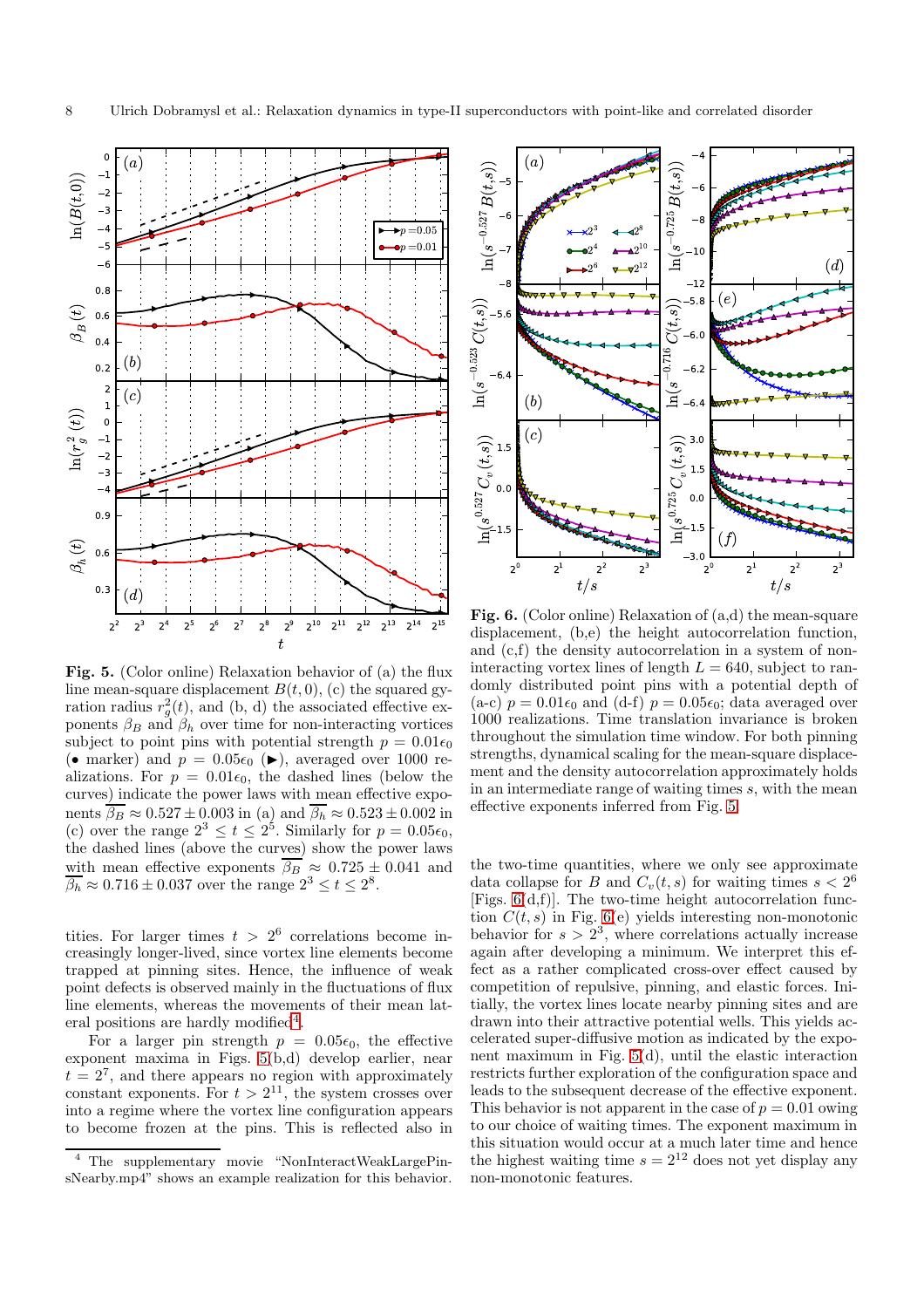**Fig. 5.** (Color online) Relaxation behavior of (a) the flux line mean-square displacement $B(t,0)$, (c) the squared gyration radius $r_g^2(t)$, and (b, d) the associated effective exponents $\beta_B$ and $\beta_h$ over time for non-interacting vortices subject to point pins with potential strength $p = 0.01\epsilon_0$ (• marker) and $p = 0.05\epsilon_0$ (▶), averaged over 1000 realizations. For $p = 0.01\epsilon_0$, the dashed lines (below the curves) indicate the power laws with mean effective exponents $\overline{\beta_B} \approx 0.527 \pm 0.003$ in (a) and $\overline{\beta_h} \approx 0.523 \pm 0.002$ in (c) over the range $2^3 \leq t \leq 2^5$. Similarly for $p = 0.05\epsilon_0$, the dashed lines (above the curves) show the power laws with mean effective exponents $\overline{\beta_B} \approx 0.725 \pm 0.041$ and $\overline{\beta_h} \approx 0.716 \pm 0.037$ over the range $2^3 \leq t \leq 2^8$.

**Fig. 6.** (Color online) Relaxation of (a,d) the mean-square displacement, (b,e) the height autocorrelation function, and (c,f) the density autocorrelation in a system of non-interacting vortex lines of length $L = 640$, subject to randomly distributed point pins with a potential depth of (a-c) $p = 0.01\epsilon_0$ and (d-f) $p = 0.05\epsilon_0$; data averaged over 1000 realizations. Time translation invariance is broken throughout the simulation time window. For both pinning strengths, dynamical scaling for the mean-square displacement and the density autocorrelation approximately holds in an intermediate range of waiting times $s$, with the mean effective exponents inferred from Fig. 5.

tities. For larger times $t > 2^6$ correlations become increasingly longer-lived, since vortex line elements become trapped at pinning sites. Hence, the influence of weak point defects is observed mainly in the fluctuations of flux line elements, whereas the movements of their mean lateral positions are hardly modified[4].

For a larger pin strength $p = 0.05\epsilon_0$, the effective exponent maxima in Figs. 5(b,d) develop earlier, near $t = 2^7$, and there appears no region with approximately constant exponents. For $t > 2^{11}$, the system crosses over into a regime where the vortex line configuration appears to become frozen at the pins. This is reflected also in the two-time quantities, where we only see approximate data collapse for $B$ and $C_v(t,s)$ for waiting times $s < 2^6$ [Figs. 6(d,f)]. The two-time height autocorrelation function $C(t,s)$ in Fig. 6(e) yields interesting non-monotonic behavior for $s > 2^3$, where correlations actually increase again after developing a minimum. We interpret this effect as a rather complicated cross-over effect caused by competition of repulsive, pinning, and elastic forces. Initially, the vortex lines locate nearby pinning sites and are drawn into their attractive potential wells. This yields accelerated super-diffusive motion as indicated by the exponent maximum in Fig. 5(d), until the elastic interaction restricts further exploration of the configuration space and leads to the subsequent decrease of the effective exponent. This behavior is not apparent in the case of $p = 0.01$ owing to our choice of waiting times. The exponent maximum in this situation would occur at a much later time and hence the highest waiting time $s = 2^{12}$ does not yet display any non-monotonic features.

[4] The supplementary movie "NonInteractWeakLargePinsNearby.mp4" shows an example realization for this behavior.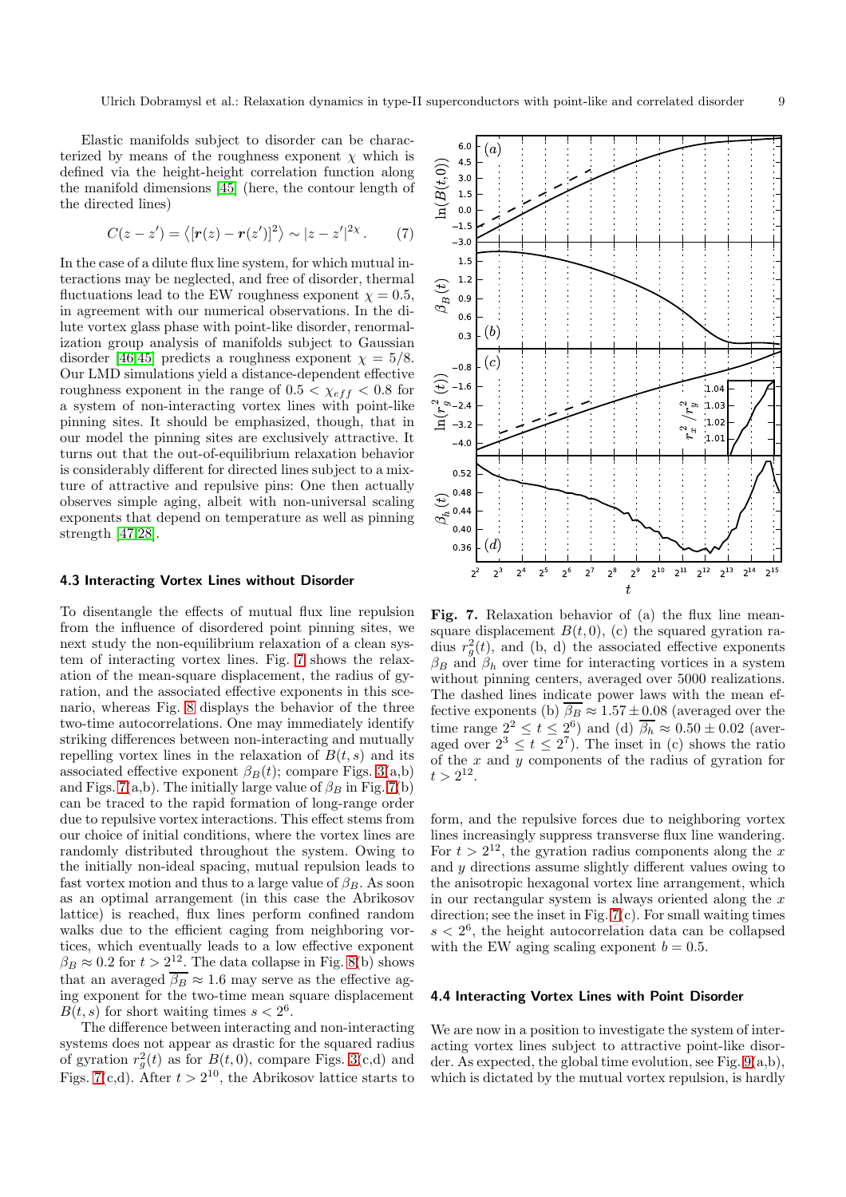Elastic manifolds subject to disorder can be characterized by means of the roughness exponent $\chi$ which is defined via the height-height correlation function along the manifold dimensions [45] (here, the contour length of the directed lines)

$$C(z - z') = \langle [\boldsymbol{r}(z) - \boldsymbol{r}(z')]^2 \rangle \sim |z - z'|^{2\chi} . \qquad (7)$$

In the case of a dilute flux line system, for which mutual interactions may be neglected, and free of disorder, thermal fluctuations lead to the EW roughness exponent $\chi = 0.5$, in agreement with our numerical observations. In the dilute vortex glass phase with point-like disorder, renormalization group analysis of manifolds subject to Gaussian disorder [46,45] predicts a roughness exponent $\chi = 5/8$. Our LMD simulations yield a distance-dependent effective roughness exponent in the range of $0.5 < \chi_{eff} < 0.8$ for a system of non-interacting vortex lines with point-like pinning sites. It should be emphasized, though, that in our model the pinning sites are exclusively attractive. It turns out that the out-of-equilibrium relaxation behavior is considerably different for directed lines subject to a mixture of attractive and repulsive pins: One then actually observes simple aging, albeit with non-universal scaling exponents that depend on temperature as well as pinning strength [47,28].

### 4.3 Interacting Vortex Lines without Disorder

To disentangle the effects of mutual flux line repulsion from the influence of disordered point pinning sites, we next study the non-equilibrium relaxation of a clean system of interacting vortex lines. Fig. 7 shows the relaxation of the mean-square displacement, the radius of gyration, and the associated effective exponents in this scenario, whereas Fig. 8 displays the behavior of the three two-time autocorrelations. One may immediately identify striking differences between non-interacting and mutually repelling vortex lines in the relaxation of $B(t, s)$ and its associated effective exponent $\beta_B(t)$; compare Figs. 3(a,b) and Figs. 7(a,b). The initially large value of $\beta_B$ in Fig. 7(b) can be traced to the rapid formation of long-range order due to repulsive vortex interactions. This effect stems from our choice of initial conditions, where the vortex lines are randomly distributed throughout the system. Owing to the initially non-ideal spacing, mutual repulsion leads to fast vortex motion and thus to a large value of $\beta_B$. As soon as an optimal arrangement (in this case the Abrikosov lattice) is reached, flux lines perform confined random walks due to the efficient caging from neighboring vortices, which eventually leads to a low effective exponent $\beta_B \approx 0.2$ for $t > 2^{12}$. The data collapse in Fig. 8(b) shows that an averaged $\overline{\beta_B} \approx 1.6$ may serve as the effective aging exponent for the two-time mean square displacement $B(t, s)$ for short waiting times $s < 2^6$.

The difference between interacting and non-interacting systems does not appear as drastic for the squared radius of gyration $r_g^2(t)$ as for $B(t, 0)$, compare Figs. 3(c,d) and Figs. 7(c,d). After $t > 2^{10}$, the Abrikosov lattice starts to form, and the repulsive forces due to neighboring vortex lines increasingly suppress transverse flux line wandering. For $t > 2^{12}$, the gyration radius components along the $x$ and $y$ directions assume slightly different values owing to the anisotropic hexagonal vortex line arrangement, which in our rectangular system is always oriented along the $x$ direction; see the inset in Fig. 7(c). For small waiting times $s < 2^6$, the height autocorrelation data can be collapsed with the EW aging scaling exponent $b = 0.5$.

**Fig. 7.** Relaxation behavior of (a) the flux line mean-square displacement $B(t, 0)$, (c) the squared gyration radius $r_g^2(t)$, and (b, d) the associated effective exponents $\beta_B$ and $\beta_h$ over time for interacting vortices in a system without pinning centers, averaged over 5000 realizations. The dashed lines indicate power laws with the mean effective exponents (b) $\overline{\beta_B} \approx 1.57 \pm 0.08$ (averaged over the time range $2^2 \le t \le 2^6$) and (d) $\overline{\beta_h} \approx 0.50 \pm 0.02$ (averaged over $2^3 \le t \le 2^7$). The inset in (c) shows the ratio of the $x$ and $y$ components of the radius of gyration for $t > 2^{12}$.

### 4.4 Interacting Vortex Lines with Point Disorder

We are now in a position to investigate the system of interacting vortex lines subject to attractive point-like disorder. As expected, the global time evolution, see Fig. 9(a,b), which is dictated by the mutual vortex repulsion, is hardly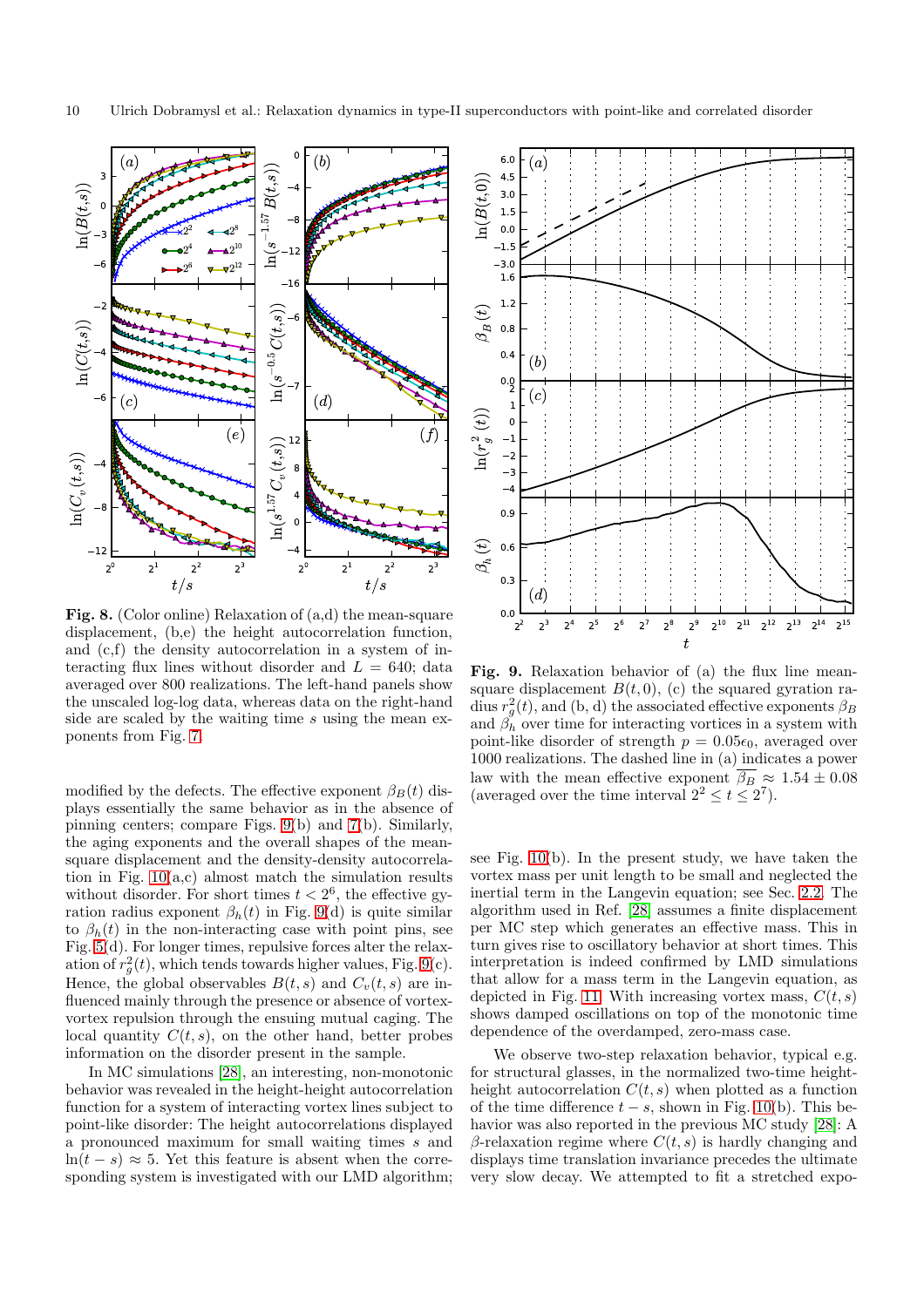**Fig. 8.** (Color online) Relaxation of (a,d) the mean-square displacement, (b,e) the height autocorrelation function, and (c,f) the density autocorrelation in a system of interacting flux lines without disorder and $L = 640$; data averaged over 800 realizations. The left-hand panels show the unscaled log-log data, whereas data on the right-hand side are scaled by the waiting time $s$ using the mean exponents from Fig. 7.

**Fig. 9.** Relaxation behavior of (a) the flux line mean-square displacement $B(t, 0)$, (c) the squared gyration radius $r_g^2(t)$, and (b, d) the associated effective exponents $\beta_B$ and $\beta_h$ over time for interacting vortices in a system with point-like disorder of strength $p = 0.05\epsilon_0$, averaged over 1000 realizations. The dashed line in (a) indicates a power law with the mean effective exponent $\overline{\beta_B} \approx 1.54 \pm 0.08$ (averaged over the time interval $2^2 \leq t \leq 2^7$).

modified by the defects. The effective exponent $\beta_B(t)$ displays essentially the same behavior as in the absence of pinning centers; compare Figs. 9(b) and 7(b). Similarly, the aging exponents and the overall shapes of the mean-square displacement and the density-density autocorrelation in Fig. 10(a,c) almost match the simulation results without disorder. For short times $t < 2^6$, the effective gyration radius exponent $\beta_h(t)$ in Fig. 9(d) is quite similar to $\beta_h(t)$ in the non-interacting case with point pins, see Fig. 5(d). For longer times, repulsive forces alter the relaxation of $r_g^2(t)$, which tends towards higher values, Fig. 9(c). Hence, the global observables $B(t, s)$ and $C_v(t, s)$ are influenced mainly through the presence or absence of vortex-vortex repulsion through the ensuing mutual caging. The local quantity $C(t, s)$, on the other hand, better probes information on the disorder present in the sample.

In MC simulations [28], an interesting, non-monotonic behavior was revealed in the height-height autocorrelation function for a system of interacting vortex lines subject to point-like disorder: The height autocorrelations displayed a pronounced maximum for small waiting times $s$ and $\ln(t - s) \approx 5$. Yet this feature is absent when the corresponding system is investigated with our LMD algorithm; see Fig. 10(b). In the present study, we have taken the vortex mass per unit length to be small and neglected the inertial term in the Langevin equation; see Sec. 2.2. The algorithm used in Ref. [28] assumes a finite displacement per MC step which generates an effective mass. This in turn gives rise to oscillatory behavior at short times. This interpretation is indeed confirmed by LMD simulations that allow for a mass term in the Langevin equation, as depicted in Fig. 11. With increasing vortex mass, $C(t, s)$ shows damped oscillations on top of the monotonic time dependence of the overdamped, zero-mass case.

We observe two-step relaxation behavior, typical e.g. for structural glasses, in the normalized two-time height-height autocorrelation $C(t, s)$ when plotted as a function of the time difference $t - s$, shown in Fig. 10(b). This behavior was also reported in the previous MC study [28]: A $\beta$-relaxation regime where $C(t, s)$ is hardly changing and displays time translation invariance precedes the ultimate very slow decay. We attempted to fit a stretched expo-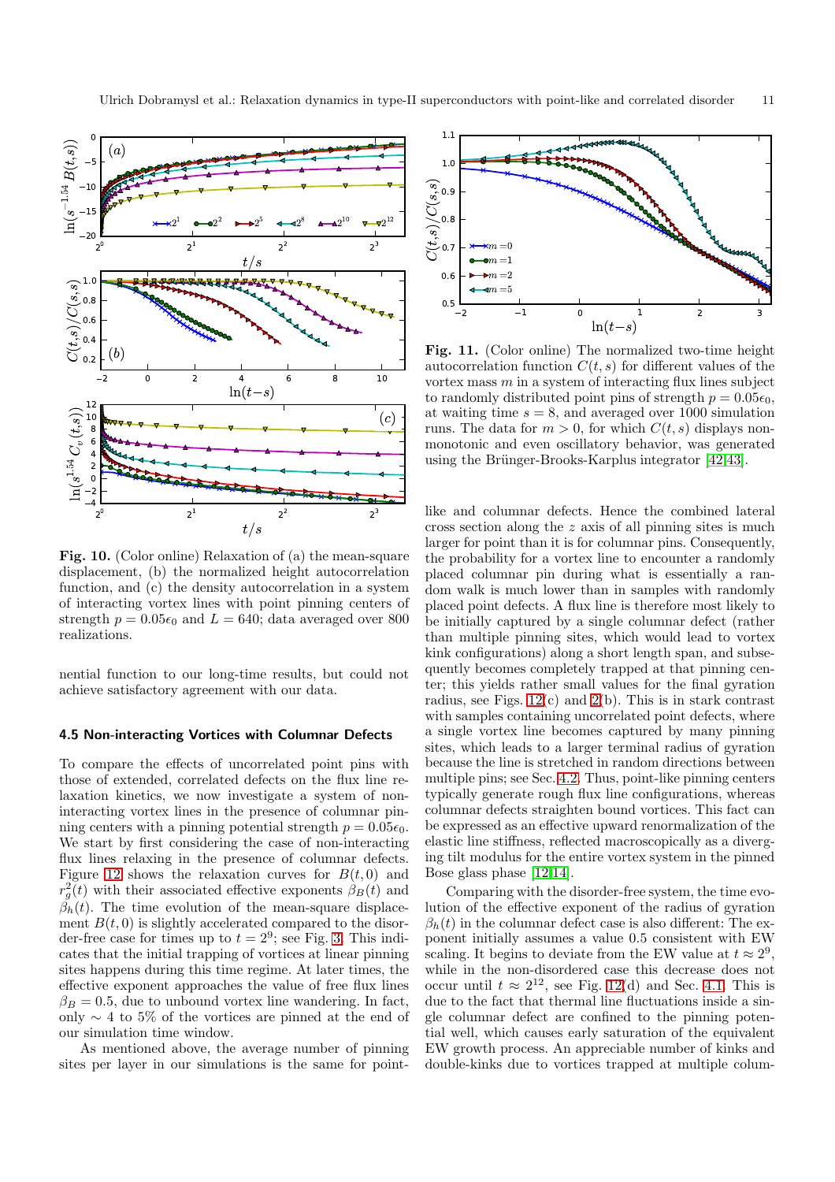**Fig. 10.** (Color online) Relaxation of (a) the mean-square displacement, (b) the normalized height autocorrelation function, and (c) the density autocorrelation in a system of interacting vortex lines with point pinning centers of strength $p = 0.05\epsilon_0$ and $L = 640$; data averaged over 800 realizations.

nential function to our long-time results, but could not achieve satisfactory agreement with our data.

### 4.5 Non-interacting Vortices with Columnar Defects

To compare the effects of uncorrelated point pins with those of extended, correlated defects on the flux line relaxation kinetics, we now investigate a system of non-interacting vortex lines in the presence of columnar pinning centers with a pinning potential strength $p = 0.05\epsilon_0$. We start by first considering the case of non-interacting flux lines relaxing in the presence of columnar defects. Figure 12 shows the relaxation curves for $B(t, 0)$ and $r_g^2(t)$ with their associated effective exponents $\beta_B(t)$ and $\beta_h(t)$. The time evolution of the mean-square displacement $B(t, 0)$ is slightly accelerated compared to the disorder-free case for times up to $t = 2^9$; see Fig. 3. This indicates that the initial trapping of vortices at linear pinning sites happens during this time regime. At later times, the effective exponent approaches the value of free flux lines $\beta_B = 0.5$, due to unbound vortex line wandering. In fact, only $\sim 4$ to 5% of the vortices are pinned at the end of our simulation time window.

As mentioned above, the average number of pinning sites per layer in our simulations is the same for point-like and columnar defects. Hence the combined lateral cross section along the $z$ axis of all pinning sites is much larger for point than it is for columnar pins. Consequently, the probability for a vortex line to encounter a randomly placed columnar pin during what is essentially a random walk is much lower than in samples with randomly placed point defects. A flux line is therefore most likely to be initially captured by a single columnar defect (rather than multiple pinning sites, which would lead to vortex kink configurations) along a short length span, and subsequently becomes completely trapped at that pinning center; this yields rather small values for the final gyration radius, see Figs. 12(c) and 2(b). This is in stark contrast with samples containing uncorrelated point defects, where a single vortex line becomes captured by many pinning sites, which leads to a larger terminal radius of gyration because the line is stretched in random directions between multiple pins; see Sec. 4.2. Thus, point-like pinning centers typically generate rough flux line configurations, whereas columnar defects straighten bound vortices. This fact can be expressed as an effective upward renormalization of the elastic line stiffness, reflected macroscopically as a diverging tilt modulus for the entire vortex system in the pinned Bose glass phase [12,14].

Comparing with the disorder-free system, the time evolution of the effective exponent of the radius of gyration $\beta_h(t)$ in the columnar defect case is also different: The exponent initially assumes a value 0.5 consistent with EW scaling. It begins to deviate from the EW value at $t \approx 2^9$, while in the non-disordered case this decrease does not occur until $t \approx 2^{12}$, see Fig. 12(d) and Sec. 4.1. This is due to the fact that thermal line fluctuations inside a single columnar defect are confined to the pinning potential well, which causes early saturation of the equivalent EW growth process. An appreciable number of kinks and double-kinks due to vortices trapped at multiple colum-

**Fig. 11.** (Color online) The normalized two-time height autocorrelation function $C(t, s)$ for different values of the vortex mass $m$ in a system of interacting flux lines subject to randomly distributed point pins of strength $p = 0.05\epsilon_0$, at waiting time $s = 8$, and averaged over 1000 simulation runs. The data for $m > 0$, for which $C(t, s)$ displays non-monotonic and even oscillatory behavior, was generated using the Brünger-Brooks-Karplus integrator [42,43].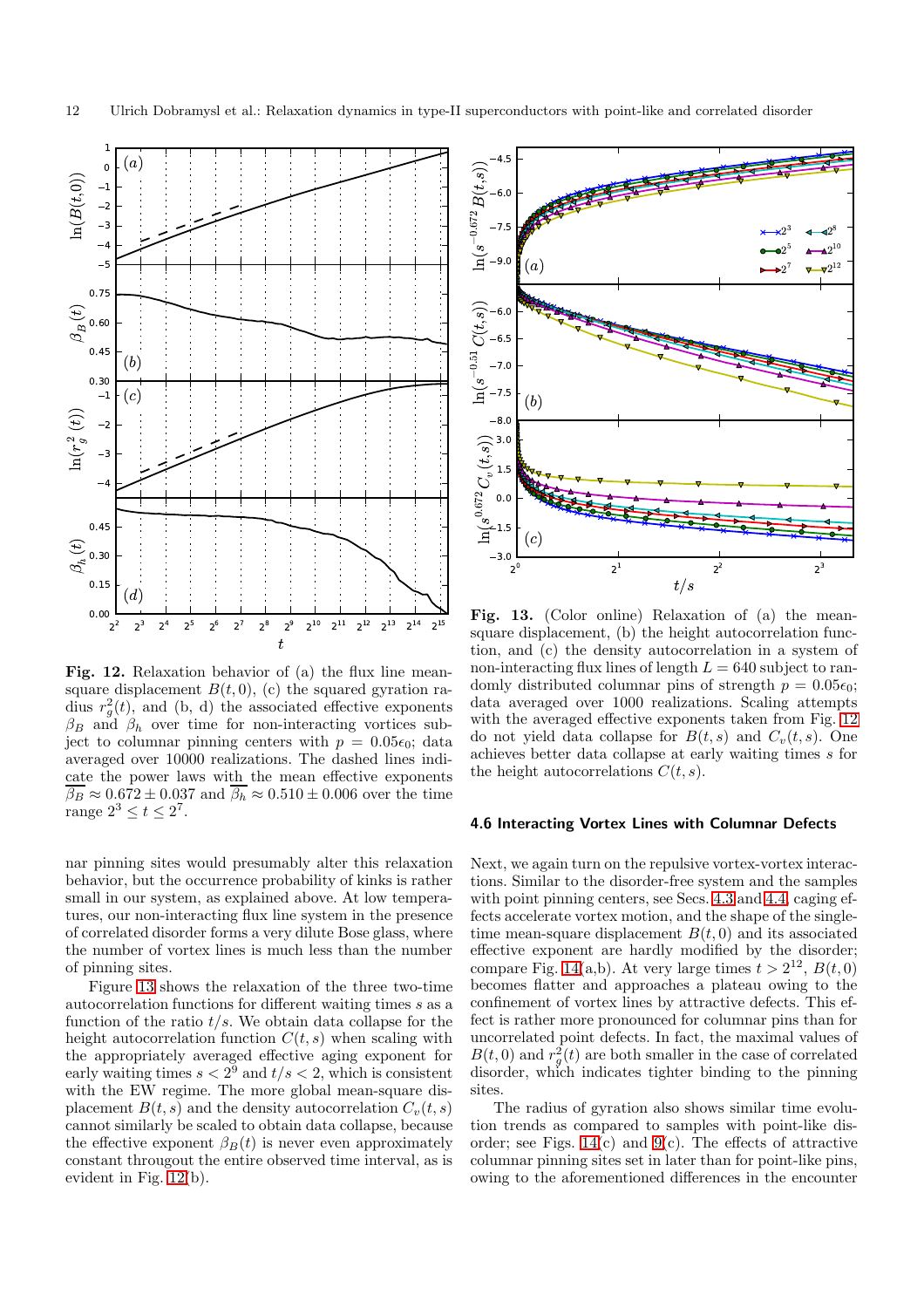**Fig. 12.** Relaxation behavior of (a) the flux line mean-square displacement $B(t,0)$, (c) the squared gyration radius $r_g^2(t)$, and (b, d) the associated effective exponents $\beta_B$ and $\beta_h$ over time for non-interacting vortices subject to columnar pinning centers with $p = 0.05\epsilon_0$; data averaged over 10000 realizations. The dashed lines indicate the power laws with the mean effective exponents $\overline{\beta_B} \approx 0.672 \pm 0.037$ and $\overline{\beta_h} \approx 0.510 \pm 0.006$ over the time range $2^3 \leq t \leq 2^7$.

**Fig. 13.** (Color online) Relaxation of (a) the mean-square displacement, (b) the height autocorrelation function, and (c) the density autocorrelation in a system of non-interacting flux lines of length $L = 640$ subject to randomly distributed columnar pins of strength $p = 0.05\epsilon_0$; data averaged over 1000 realizations. Scaling attempts with the averaged effective exponents taken from Fig. 12 do not yield data collapse for $B(t,s)$ and $C_v(t,s)$. One achieves better data collapse at early waiting times $s$ for the height autocorrelations $C(t,s)$.

nar pinning sites would presumably alter this relaxation behavior, but the occurrence probability of kinks is rather small in our system, as explained above. At low temperatures, our non-interacting flux line system in the presence of correlated disorder forms a very dilute Bose glass, where the number of vortex lines is much less than the number of pinning sites.

Figure 13 shows the relaxation of the three two-time autocorrelation functions for different waiting times $s$ as a function of the ratio $t/s$. We obtain data collapse for the height autocorrelation function $C(t,s)$ when scaling with the appropriately averaged effective aging exponent for early waiting times $s < 2^9$ and $t/s < 2$, which is consistent with the EW regime. The more global mean-square displacement $B(t,s)$ and the density autocorrelation $C_v(t,s)$ cannot similarly be scaled to obtain data collapse, because the effective exponent $\beta_B(t)$ is never even approximately constant througout the entire observed time interval, as is evident in Fig. 12(b).

### 4.6 Interacting Vortex Lines with Columnar Defects

Next, we again turn on the repulsive vortex-vortex interactions. Similar to the disorder-free system and the samples with point pinning centers, see Secs. 4.3 and 4.4, caging effects accelerate vortex motion, and the shape of the single-time mean-square displacement $B(t,0)$ and its associated effective exponent are hardly modified by the disorder; compare Fig. 14(a,b). At very large times $t > 2^{12}$, $B(t,0)$ becomes flatter and approaches a plateau owing to the confinement of vortex lines by attractive defects. This effect is rather more pronounced for columnar pins than for uncorrelated point defects. In fact, the maximal values of $B(t,0)$ and $r_g^2(t)$ are both smaller in the case of correlated disorder, which indicates tighter binding to the pinning sites.

The radius of gyration also shows similar time evolution trends as compared to samples with point-like disorder; see Figs. 14(c) and 9(c). The effects of attractive columnar pinning sites set in later than for point-like pins, owing to the aforementioned differences in the encounter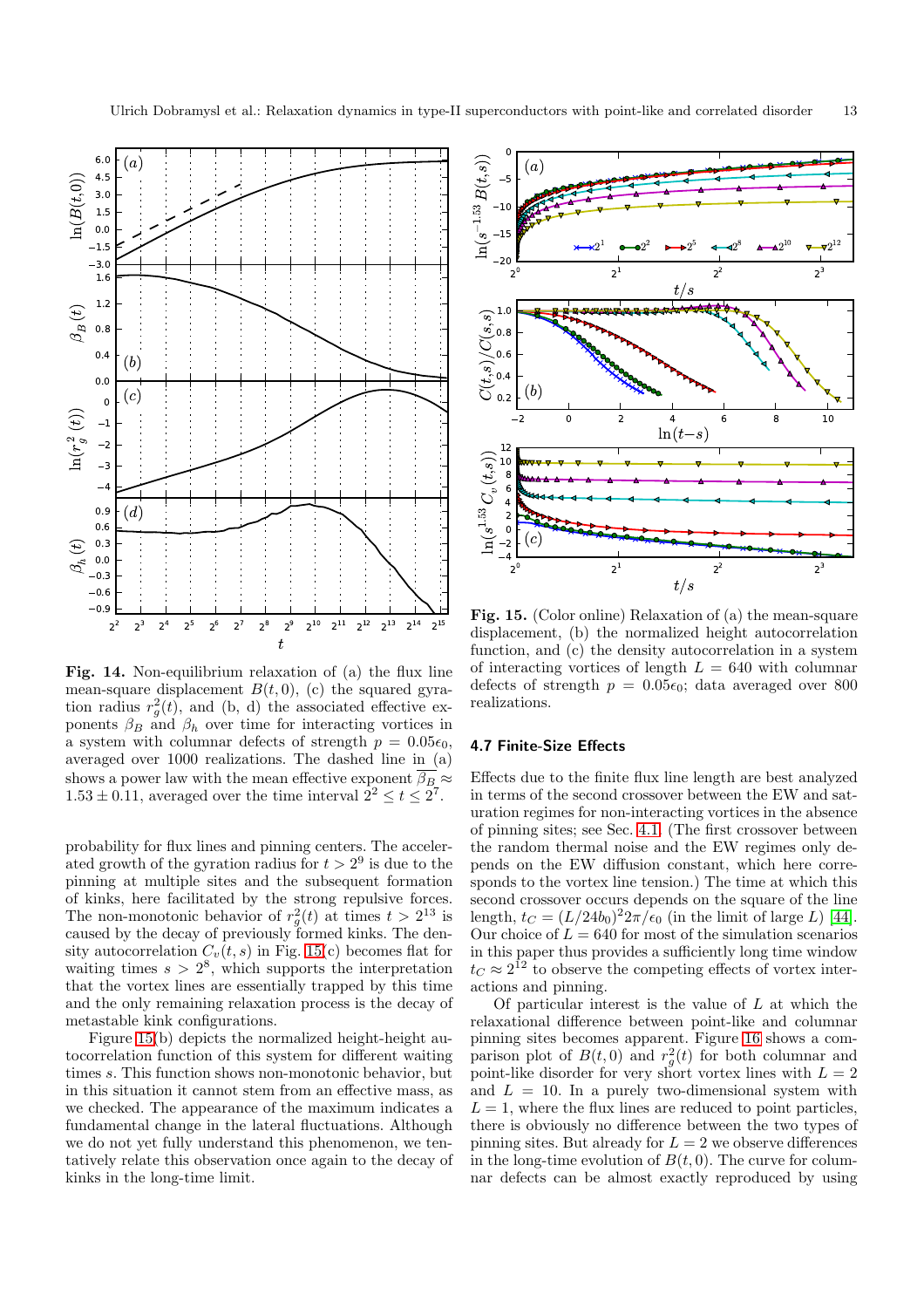**Fig. 14.** Non-equilibrium relaxation of (a) the flux line mean-square displacement $B(t, 0)$, (c) the squared gyration radius $r_g^2(t)$, and (b, d) the associated effective exponents $\beta_B$ and $\beta_h$ over time for interacting vortices in a system with columnar defects of strength $p = 0.05\epsilon_0$, averaged over 1000 realizations. The dashed line in (a) shows a power law with the mean effective exponent $\overline{\beta_B} \approx 1.53 \pm 0.11$, averaged over the time interval $2^2 \le t \le 2^7$.

**Fig. 15.** (Color online) Relaxation of (a) the mean-square displacement, (b) the normalized height autocorrelation function, and (c) the density autocorrelation in a system of interacting vortices of length $L = 640$ with columnar defects of strength $p = 0.05\epsilon_0$; data averaged over 800 realizations.

probability for flux lines and pinning centers. The accelerated growth of the gyration radius for $t > 2^9$ is due to the pinning at multiple sites and the subsequent formation of kinks, here facilitated by the strong repulsive forces. The non-monotonic behavior of $r_g^2(t)$ at times $t > 2^{13}$ is caused by the decay of previously formed kinks. The density autocorrelation $C_v(t, s)$ in Fig. 15(c) becomes flat for waiting times $s > 2^8$, which supports the interpretation that the vortex lines are essentially trapped by this time and the only remaining relaxation process is the decay of metastable kink configurations.

Figure 15(b) depicts the normalized height-height autocorrelation function of this system for different waiting times $s$. This function shows non-monotonic behavior, but in this situation it cannot stem from an effective mass, as we checked. The appearance of the maximum indicates a fundamental change in the lateral fluctuations. Although we do not yet fully understand this phenomenon, we tentatively relate this observation once again to the decay of kinks in the long-time limit.

### 4.7 Finite-Size Effects

Effects due to the finite flux line length are best analyzed in terms of the second crossover between the EW and saturation regimes for non-interacting vortices in the absence of pinning sites; see Sec. 4.1. (The first crossover between the random thermal noise and the EW regimes only depends on the EW diffusion constant, which here corresponds to the vortex line tension.) The time at which this second crossover occurs depends on the square of the line length, $t_C = (L/24b_0)^2 2\pi/\epsilon_0$ (in the limit of large $L$) [44]. Our choice of $L = 640$ for most of the simulation scenarios in this paper thus provides a sufficiently long time window $t_C \approx 2^{12}$ to observe the competing effects of vortex interactions and pinning.

Of particular interest is the value of $L$ at which the relaxational difference between point-like and columnar pinning sites becomes apparent. Figure 16 shows a comparison plot of $B(t, 0)$ and $r_g^2(t)$ for both columnar and point-like disorder for very short vortex lines with $L = 2$ and $L = 10$. In a purely two-dimensional system with $L = 1$, where the flux lines are reduced to point particles, there is obviously no difference between the two types of pinning sites. But already for $L = 2$ we observe differences in the long-time evolution of $B(t, 0)$. The curve for columnar defects can be almost exactly reproduced by using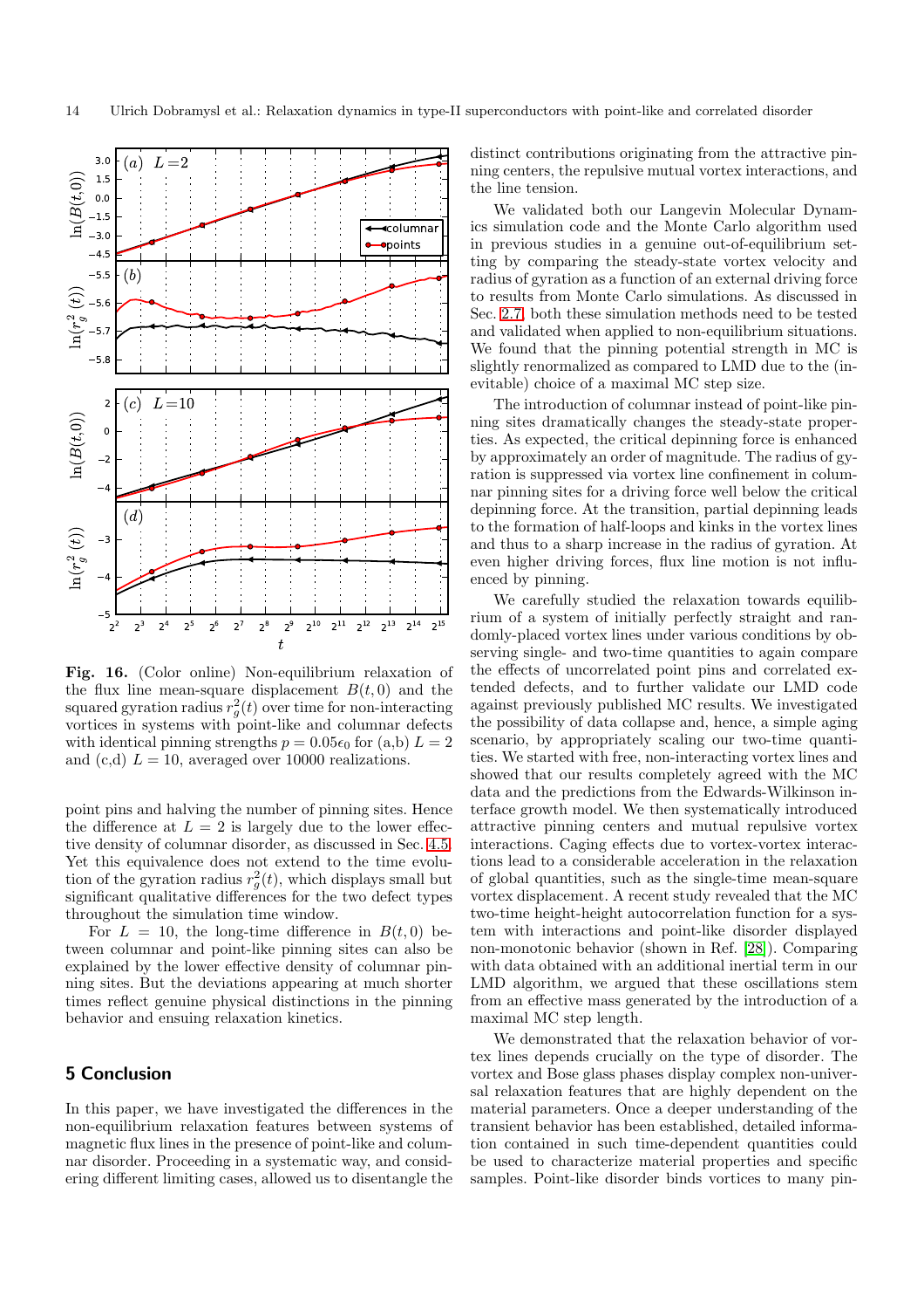**Fig. 16.** (Color online) Non-equilibrium relaxation of the flux line mean-square displacement $B(t,0)$ and the squared gyration radius $r_g^2(t)$ over time for non-interacting vortices in systems with point-like and columnar defects with identical pinning strengths $p = 0.05\epsilon_0$ for (a,b) $L = 2$ and (c,d) $L = 10$, averaged over 10000 realizations.

point pins and halving the number of pinning sites. Hence the difference at $L = 2$ is largely due to the lower effective density of columnar disorder, as discussed in Sec. 4.5. Yet this equivalence does not extend to the time evolution of the gyration radius $r_g^2(t)$, which displays small but significant qualitative differences for the two defect types throughout the simulation time window.

For $L = 10$, the long-time difference in $B(t,0)$ between columnar and point-like pinning sites can also be explained by the lower effective density of columnar pinning sites. But the deviations appearing at much shorter times reflect genuine physical distinctions in the pinning behavior and ensuing relaxation kinetics.

## 5 Conclusion

In this paper, we have investigated the differences in the non-equilibrium relaxation features between systems of magnetic flux lines in the presence of point-like and columnar disorder. Proceeding in a systematic way, and considering different limiting cases, allowed us to disentangle the distinct contributions originating from the attractive pinning centers, the repulsive mutual vortex interactions, and the line tension.

We validated both our Langevin Molecular Dynamics simulation code and the Monte Carlo algorithm used in previous studies in a genuine out-of-equilibrium setting by comparing the steady-state vortex velocity and radius of gyration as a function of an external driving force to results from Monte Carlo simulations. As discussed in Sec. 2.7 both these simulation methods need to be tested and validated when applied to non-equilibrium situations. We found that the pinning potential strength in MC is slightly renormalized as compared to LMD due to the (inevitable) choice of a maximal MC step size.

The introduction of columnar instead of point-like pinning sites dramatically changes the steady-state properties. As expected, the critical depinning force is enhanced by approximately an order of magnitude. The radius of gyration is suppressed via vortex line confinement in columnar pinning sites for a driving force well below the critical depinning force. At the transition, partial depinning leads to the formation of half-loops and kinks in the vortex lines and thus to a sharp increase in the radius of gyration. At even higher driving forces, flux line motion is not influenced by pinning.

We carefully studied the relaxation towards equilibrium of a system of initially perfectly straight and randomly-placed vortex lines under various conditions by observing single- and two-time quantities to again compare the effects of uncorrelated point pins and correlated extended defects, and to further validate our LMD code against previously published MC results. We investigated the possibility of data collapse and, hence, a simple aging scenario, by appropriately scaling our two-time quantities. We started with free, non-interacting vortex lines and showed that our results completely agreed with the MC data and the predictions from the Edwards-Wilkinson interface growth model. We then systematically introduced attractive pinning centers and mutual repulsive vortex interactions. Caging effects due to vortex-vortex interactions lead to a considerable acceleration in the relaxation of global quantities, such as the single-time mean-square vortex displacement. A recent study revealed that the MC two-time height-height autocorrelation function for a system with interactions and point-like disorder displayed non-monotonic behavior (shown in Ref. [28]). Comparing with data obtained with an additional inertial term in our LMD algorithm, we argued that these oscillations stem from an effective mass generated by the introduction of a maximal MC step length.

We demonstrated that the relaxation behavior of vortex lines depends crucially on the type of disorder. The vortex and Bose glass phases display complex non-universal relaxation features that are highly dependent on the material parameters. Once a deeper understanding of the transient behavior has been established, detailed information contained in such time-dependent quantities could be used to characterize material properties and specific samples. Point-like disorder binds vortices to many pin-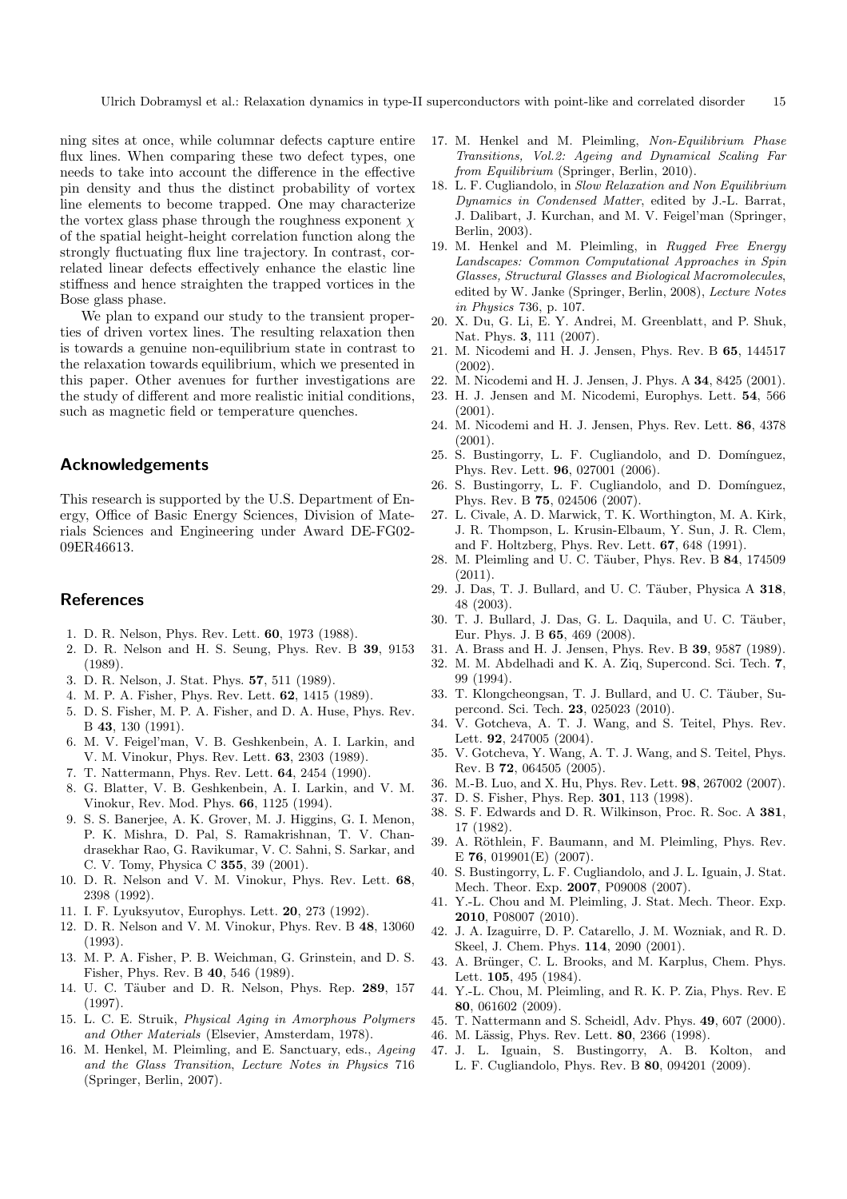ning sites at once, while columnar defects capture entire flux lines. When comparing these two defect types, one needs to take into account the difference in the effective pin density and thus the distinct probability of vortex line elements to become trapped. One may characterize the vortex glass phase through the roughness exponent $\chi$ of the spatial height-height correlation function along the strongly fluctuating flux line trajectory. In contrast, correlated linear defects effectively enhance the elastic line stiffness and hence straighten the trapped vortices in the Bose glass phase.

We plan to expand our study to the transient properties of driven vortex lines. The resulting relaxation then is towards a genuine non-equilibrium state in contrast to the relaxation towards equilibrium, which we presented in this paper. Other avenues for further investigations are the study of different and more realistic initial conditions, such as magnetic field or temperature quenches.

## Acknowledgements

This research is supported by the U.S. Department of Energy, Office of Basic Energy Sciences, Division of Materials Sciences and Engineering under Award DE-FG02-09ER46613.

## References

1. D. R. Nelson, Phys. Rev. Lett. **60**, 1973 (1988).
2. D. R. Nelson and H. S. Seung, Phys. Rev. B **39**, 9153 (1989).
3. D. R. Nelson, J. Stat. Phys. **57**, 511 (1989).
4. M. P. A. Fisher, Phys. Rev. Lett. **62**, 1415 (1989).
5. D. S. Fisher, M. P. A. Fisher, and D. A. Huse, Phys. Rev. B **43**, 130 (1991).
6. M. V. Feigel'man, V. B. Geshkenbein, A. I. Larkin, and V. M. Vinokur, Phys. Rev. Lett. **63**, 2303 (1989).
7. T. Nattermann, Phys. Rev. Lett. **64**, 2454 (1990).
8. G. Blatter, V. B. Geshkenbein, A. I. Larkin, and V. M. Vinokur, Rev. Mod. Phys. **66**, 1125 (1994).
9. S. S. Banerjee, A. K. Grover, M. J. Higgins, G. I. Menon, P. K. Mishra, D. Pal, S. Ramakrishnan, T. V. Chandrasekhar Rao, G. Ravikumar, V. C. Sahni, S. Sarkar, and C. V. Tomy, Physica C **355**, 39 (2001).
10. D. R. Nelson and V. M. Vinokur, Phys. Rev. Lett. **68**, 2398 (1992).
11. I. F. Lyuksyutov, Europhys. Lett. **20**, 273 (1992).
12. D. R. Nelson and V. M. Vinokur, Phys. Rev. B **48**, 13060 (1993).
13. M. P. A. Fisher, P. B. Weichman, G. Grinstein, and D. S. Fisher, Phys. Rev. B **40**, 546 (1989).
14. U. C. Täuber and D. R. Nelson, Phys. Rep. **289**, 157 (1997).
15. L. C. E. Struik, *Physical Aging in Amorphous Polymers and Other Materials* (Elsevier, Amsterdam, 1978).
16. M. Henkel, M. Pleimling, and E. Sanctuary, eds., *Ageing and the Glass Transition*, *Lecture Notes in Physics* 716 (Springer, Berlin, 2007).
17. M. Henkel and M. Pleimling, *Non-Equilibrium Phase Transitions, Vol.2: Ageing and Dynamical Scaling Far from Equilibrium* (Springer, Berlin, 2010).
18. L. F. Cugliandolo, in *Slow Relaxation and Non Equilibrium Dynamics in Condensed Matter*, edited by J.-L. Barrat, J. Dalibart, J. Kurchan, and M. V. Feigel'man (Springer, Berlin, 2003).
19. M. Henkel and M. Pleimling, in *Rugged Free Energy Landscapes: Common Computational Approaches in Spin Glasses, Structural Glasses and Biological Macromolecules*, edited by W. Janke (Springer, Berlin, 2008), *Lecture Notes in Physics* 736, p. 107.
20. X. Du, G. Li, E. Y. Andrei, M. Greenblatt, and P. Shuk, Nat. Phys. **3**, 111 (2007).
21. M. Nicodemi and H. J. Jensen, Phys. Rev. B **65**, 144517 (2002).
22. M. Nicodemi and H. J. Jensen, J. Phys. A **34**, 8425 (2001).
23. H. J. Jensen and M. Nicodemi, Europhys. Lett. **54**, 566 (2001).
24. M. Nicodemi and H. J. Jensen, Phys. Rev. Lett. **86**, 4378 (2001).
25. S. Bustingorry, L. F. Cugliandolo, and D. Domínguez, Phys. Rev. Lett. **96**, 027001 (2006).
26. S. Bustingorry, L. F. Cugliandolo, and D. Domínguez, Phys. Rev. B **75**, 024506 (2007).
27. L. Civale, A. D. Marwick, T. K. Worthington, M. A. Kirk, J. R. Thompson, L. Krusin-Elbaum, Y. Sun, J. R. Clem, and F. Holtzberg, Phys. Rev. Lett. **67**, 648 (1991).
28. M. Pleimling and U. C. Täuber, Phys. Rev. B **84**, 174509 (2011).
29. J. Das, T. J. Bullard, and U. C. Täuber, Physica A **318**, 48 (2003).
30. T. J. Bullard, J. Das, G. L. Daquila, and U. C. Täuber, Eur. Phys. J. B **65**, 469 (2008).
31. A. Brass and H. J. Jensen, Phys. Rev. B **39**, 9587 (1989).
32. M. M. Abdelhadi and K. A. Ziq, Supercond. Sci. Tech. **7**, 99 (1994).
33. T. Klongcheongsan, T. J. Bullard, and U. C. Täuber, Supercond. Sci. Tech. **23**, 025023 (2010).
34. V. Gotcheva, A. T. J. Wang, and S. Teitel, Phys. Rev. Lett. **92**, 247005 (2004).
35. V. Gotcheva, Y. Wang, A. T. J. Wang, and S. Teitel, Phys. Rev. B **72**, 064505 (2005).
36. M.-B. Luo, and X. Hu, Phys. Rev. Lett. **98**, 267002 (2007).
37. D. S. Fisher, Phys. Rep. **301**, 113 (1998).
38. S. F. Edwards and D. R. Wilkinson, Proc. R. Soc. A **381**, 17 (1982).
39. A. Röthlein, F. Baumann, and M. Pleimling, Phys. Rev. E **76**, 019901(E) (2007).
40. S. Bustingorry, L. F. Cugliandolo, and J. L. Iguain, J. Stat. Mech. Theor. Exp. **2007**, P09008 (2007).
41. Y.-L. Chou and M. Pleimling, J. Stat. Mech. Theor. Exp. **2010**, P08007 (2010).
42. J. A. Izaguirre, D. P. Catarello, J. M. Wozniak, and R. D. Skeel, J. Chem. Phys. **114**, 2090 (2001).
43. A. Brünger, C. L. Brooks, and M. Karplus, Chem. Phys. Lett. **105**, 495 (1984).
44. Y.-L. Chou, M. Pleimling, and R. K. P. Zia, Phys. Rev. E **80**, 061602 (2009).
45. T. Nattermann and S. Scheidl, Adv. Phys. **49**, 607 (2000).
46. M. Lässig, Phys. Rev. Lett. **80**, 2366 (1998).
47. J. L. Iguain, S. Bustingorry, A. B. Kolton, and L. F. Cugliandolo, Phys. Rev. B **80**, 094201 (2009).